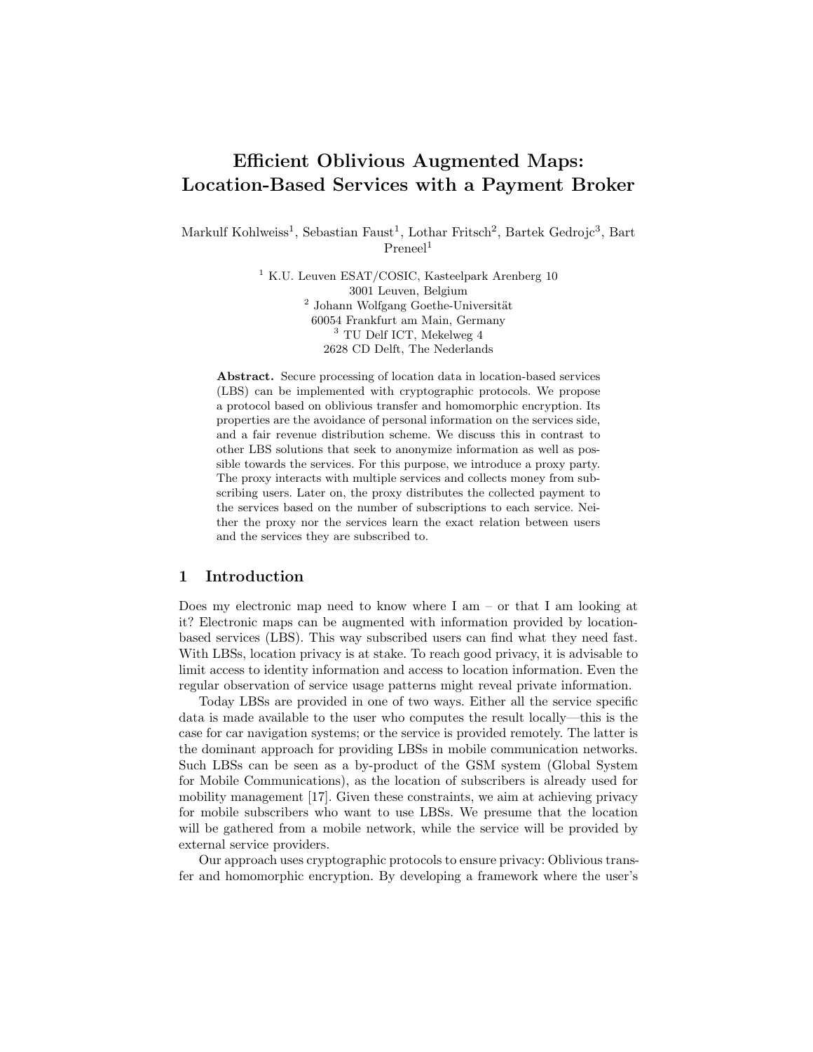# Efficient Oblivious Augmented Maps: Location-Based Services with a Payment Broker

Markulf Kohlweiss[1], Sebastian Faust[1], Lothar Fritsch[2], Bartek Gedrojc[3], Bart Preneel[1]

[1] K.U. Leuven ESAT/COSIC, Kasteelpark Arenberg 10
3001 Leuven, Belgium
[2] Johann Wolfgang Goethe-Universität
60054 Frankfurt am Main, Germany
[3] TU Delf ICT, Mekelweg 4
2628 CD Delft, The Nederlands

**Abstract.** Secure processing of location data in location-based services (LBS) can be implemented with cryptographic protocols. We propose a protocol based on oblivious transfer and homomorphic encryption. Its properties are the avoidance of personal information on the services side, and a fair revenue distribution scheme. We discuss this in contrast to other LBS solutions that seek to anonymize information as well as possible towards the services. For this purpose, we introduce a proxy party. The proxy interacts with multiple services and collects money from subscribing users. Later on, the proxy distributes the collected payment to the services based on the number of subscriptions to each service. Neither the proxy nor the services learn the exact relation between users and the services they are subscribed to.

## 1 Introduction

Does my electronic map need to know where I am – or that I am looking at it? Electronic maps can be augmented with information provided by location-based services (LBS). This way subscribed users can find what they need fast. With LBSs, location privacy is at stake. To reach good privacy, it is advisable to limit access to identity information and access to location information. Even the regular observation of service usage patterns might reveal private information.

Today LBSs are provided in one of two ways. Either all the service specific data is made available to the user who computes the result locally—this is the case for car navigation systems; or the service is provided remotely. The latter is the dominant approach for providing LBSs in mobile communication networks. Such LBSs can be seen as a by-product of the GSM system (Global System for Mobile Communications), as the location of subscribers is already used for mobility management [17]. Given these constraints, we aim at achieving privacy for mobile subscribers who want to use LBSs. We presume that the location will be gathered from a mobile network, while the service will be provided by external service providers.

Our approach uses cryptographic protocols to ensure privacy: Oblivious transfer and homomorphic encryption. By developing a framework where the user's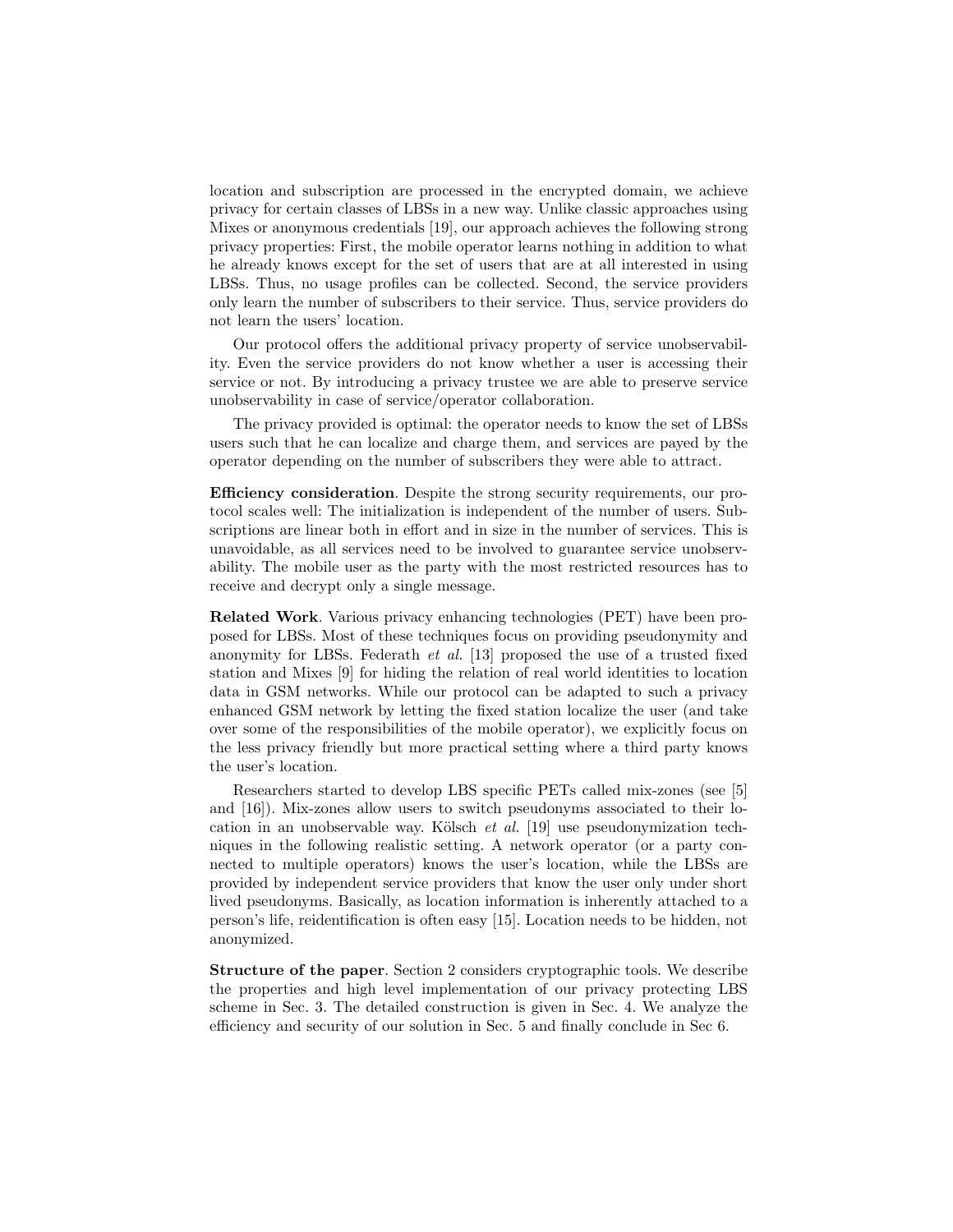location and subscription are processed in the encrypted domain, we achieve privacy for certain classes of LBSs in a new way. Unlike classic approaches using Mixes or anonymous credentials [19], our approach achieves the following strong privacy properties: First, the mobile operator learns nothing in addition to what he already knows except for the set of users that are at all interested in using LBSs. Thus, no usage profiles can be collected. Second, the service providers only learn the number of subscribers to their service. Thus, service providers do not learn the users' location.

Our protocol offers the additional privacy property of service unobservability. Even the service providers do not know whether a user is accessing their service or not. By introducing a privacy trustee we are able to preserve service unobservability in case of service/operator collaboration.

The privacy provided is optimal: the operator needs to know the set of LBSs users such that he can localize and charge them, and services are payed by the operator depending on the number of subscribers they were able to attract.

**Efficiency consideration**. Despite the strong security requirements, our protocol scales well: The initialization is independent of the number of users. Subscriptions are linear both in effort and in size in the number of services. This is unavoidable, as all services need to be involved to guarantee service unobservability. The mobile user as the party with the most restricted resources has to receive and decrypt only a single message.

**Related Work**. Various privacy enhancing technologies (PET) have been proposed for LBSs. Most of these techniques focus on providing pseudonymity and anonymity for LBSs. Federath *et al.* [13] proposed the use of a trusted fixed station and Mixes [9] for hiding the relation of real world identities to location data in GSM networks. While our protocol can be adapted to such a privacy enhanced GSM network by letting the fixed station localize the user (and take over some of the responsibilities of the mobile operator), we explicitly focus on the less privacy friendly but more practical setting where a third party knows the user's location.

Researchers started to develop LBS specific PETs called mix-zones (see [5] and [16]). Mix-zones allow users to switch pseudonyms associated to their location in an unobservable way. Kölsch *et al.* [19] use pseudonymization techniques in the following realistic setting. A network operator (or a party connected to multiple operators) knows the user's location, while the LBSs are provided by independent service providers that know the user only under short lived pseudonyms. Basically, as location information is inherently attached to a person's life, reidentification is often easy [15]. Location needs to be hidden, not anonymized.

**Structure of the paper**. Section 2 considers cryptographic tools. We describe the properties and high level implementation of our privacy protecting LBS scheme in Sec. 3. The detailed construction is given in Sec. 4. We analyze the efficiency and security of our solution in Sec. 5 and finally conclude in Sec 6.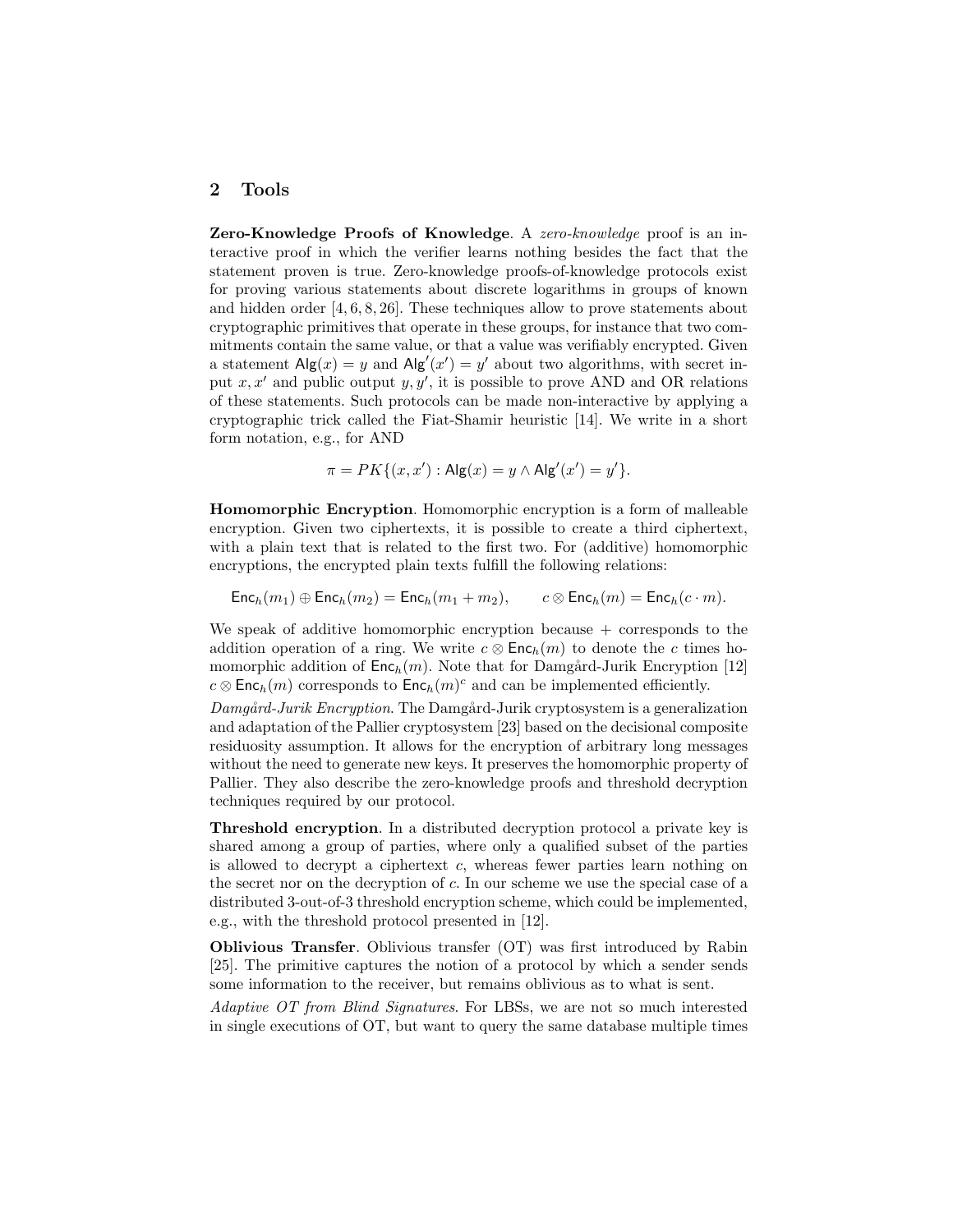## 2 Tools

**Zero-Knowledge Proofs of Knowledge**. A *zero-knowledge* proof is an interactive proof in which the verifier learns nothing besides the fact that the statement proven is true. Zero-knowledge proofs-of-knowledge protocols exist for proving various statements about discrete logarithms in groups of known and hidden order [4, 6, 8, 26]. These techniques allow to prove statements about cryptographic primitives that operate in these groups, for instance that two commitments contain the same value, or that a value was verifiably encrypted. Given a statement $\mathsf{Alg}(x) = y$ and $\mathsf{Alg}'(x') = y'$ about two algorithms, with secret input $x, x'$ and public output $y, y'$, it is possible to prove AND and OR relations of these statements. Such protocols can be made non-interactive by applying a cryptographic trick called the Fiat-Shamir heuristic [14]. We write in a short form notation, e.g., for AND

$$\pi = PK\{(x, x') : \mathsf{Alg}(x) = y \wedge \mathsf{Alg}'(x') = y'\}.$$

**Homomorphic Encryption**. Homomorphic encryption is a form of malleable encryption. Given two ciphertexts, it is possible to create a third ciphertext, with a plain text that is related to the first two. For (additive) homomorphic encryptions, the encrypted plain texts fulfill the following relations:

$$\mathsf{Enc}_h(m_1) \oplus \mathsf{Enc}_h(m_2) = \mathsf{Enc}_h(m_1 + m_2), \qquad c \otimes \mathsf{Enc}_h(m) = \mathsf{Enc}_h(c \cdot m).$$

We speak of additive homomorphic encryption because $+$ corresponds to the addition operation of a ring. We write $c \otimes \mathsf{Enc}_h(m)$ to denote the $c$ times homomorphic addition of $\mathsf{Enc}_h(m)$. Note that for Damgård-Jurik Encryption [12] $c \otimes \mathsf{Enc}_h(m)$ corresponds to $\mathsf{Enc}_h(m)^c$ and can be implemented efficiently.

*Damgård-Jurik Encryption*. The Damgård-Jurik cryptosystem is a generalization and adaptation of the Pallier cryptosystem [23] based on the decisional composite residuosity assumption. It allows for the encryption of arbitrary long messages without the need to generate new keys. It preserves the homomorphic property of Pallier. They also describe the zero-knowledge proofs and threshold decryption techniques required by our protocol.

**Threshold encryption**. In a distributed decryption protocol a private key is shared among a group of parties, where only a qualified subset of the parties is allowed to decrypt a ciphertext $c$, whereas fewer parties learn nothing on the secret nor on the decryption of $c$. In our scheme we use the special case of a distributed 3-out-of-3 threshold encryption scheme, which could be implemented, e.g., with the threshold protocol presented in [12].

**Oblivious Transfer**. Oblivious transfer (OT) was first introduced by Rabin [25]. The primitive captures the notion of a protocol by which a sender sends some information to the receiver, but remains oblivious as to what is sent.

*Adaptive OT from Blind Signatures*. For LBSs, we are not so much interested in single executions of OT, but want to query the same database multiple times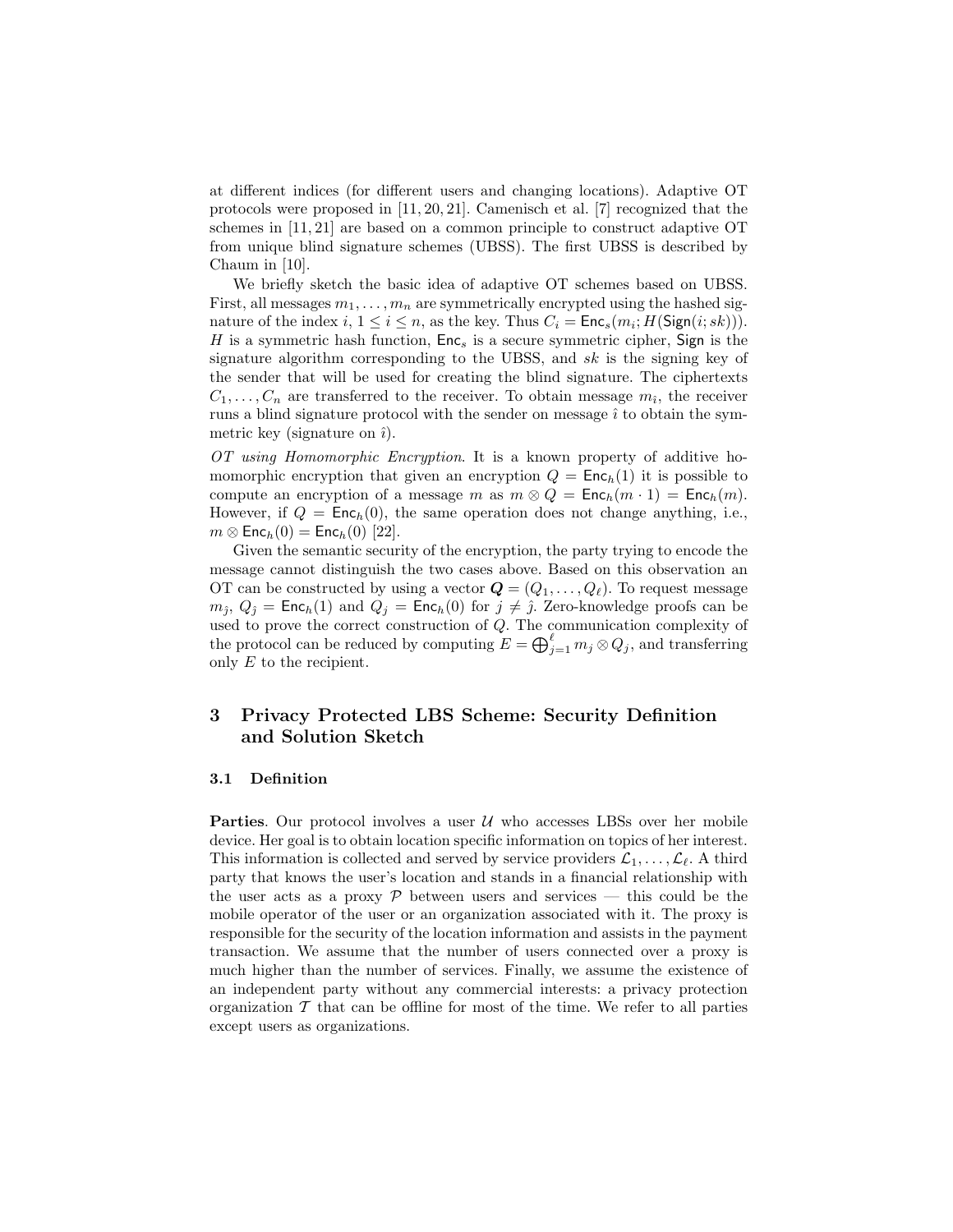at different indices (for different users and changing locations). Adaptive OT protocols were proposed in [11, 20, 21]. Camenisch et al. [7] recognized that the schemes in [11, 21] are based on a common principle to construct adaptive OT from unique blind signature schemes (UBSS). The first UBSS is described by Chaum in [10].

We briefly sketch the basic idea of adaptive OT schemes based on UBSS. First, all messages $m_1, \ldots, m_n$ are symmetrically encrypted using the hashed signature of the index $i$, $1 \leq i \leq n$, as the key. Thus $C_i = \mathsf{Enc}_s(m_i; H(\mathsf{Sign}(i; sk)))$. $H$ is a symmetric hash function, $\mathsf{Enc}_s$ is a secure symmetric cipher, $\mathsf{Sign}$ is the signature algorithm corresponding to the UBSS, and $sk$ is the signing key of the sender that will be used for creating the blind signature. The ciphertexts $C_1, \ldots, C_n$ are transferred to the receiver. To obtain message $m_i$, the receiver runs a blind signature protocol with the sender on message $\hat{\imath}$ to obtain the symmetric key (signature on $\hat{\imath}$).

*OT using Homomorphic Encryption*. It is a known property of additive homomorphic encryption that given an encryption $Q = \mathsf{Enc}_h(1)$ it is possible to compute an encryption of a message $m$ as $m \otimes Q = \mathsf{Enc}_h(m \cdot 1) = \mathsf{Enc}_h(m)$. However, if $Q = \mathsf{Enc}_h(0)$, the same operation does not change anything, i.e., $m \otimes \mathsf{Enc}_h(0) = \mathsf{Enc}_h(0)$ [22].

Given the semantic security of the encryption, the party trying to encode the message cannot distinguish the two cases above. Based on this observation an OT can be constructed by using a vector $\boldsymbol{Q} = (Q_1, \ldots, Q_\ell)$. To request message $m_{\hat{\jmath}}$, $Q_{\hat{\jmath}} = \mathsf{Enc}_h(1)$ and $Q_j = \mathsf{Enc}_h(0)$ for $j \neq \hat{\jmath}$. Zero-knowledge proofs can be used to prove the correct construction of $Q$. The communication complexity of the protocol can be reduced by computing $E = \bigoplus_{j=1}^{\ell} m_j \otimes Q_j$, and transferring only $E$ to the recipient.

## 3 Privacy Protected LBS Scheme: Security Definition and Solution Sketch

### 3.1 Definition

**Parties**. Our protocol involves a user $\mathcal{U}$ who accesses LBSs over her mobile device. Her goal is to obtain location specific information on topics of her interest. This information is collected and served by service providers $\mathcal{L}_1, \ldots, \mathcal{L}_\ell$. A third party that knows the user's location and stands in a financial relationship with the user acts as a proxy $\mathcal{P}$ between users and services — this could be the mobile operator of the user or an organization associated with it. The proxy is responsible for the security of the location information and assists in the payment transaction. We assume that the number of users connected over a proxy is much higher than the number of services. Finally, we assume the existence of an independent party without any commercial interests: a privacy protection organization $\mathcal{T}$ that can be offline for most of the time. We refer to all parties except users as organizations.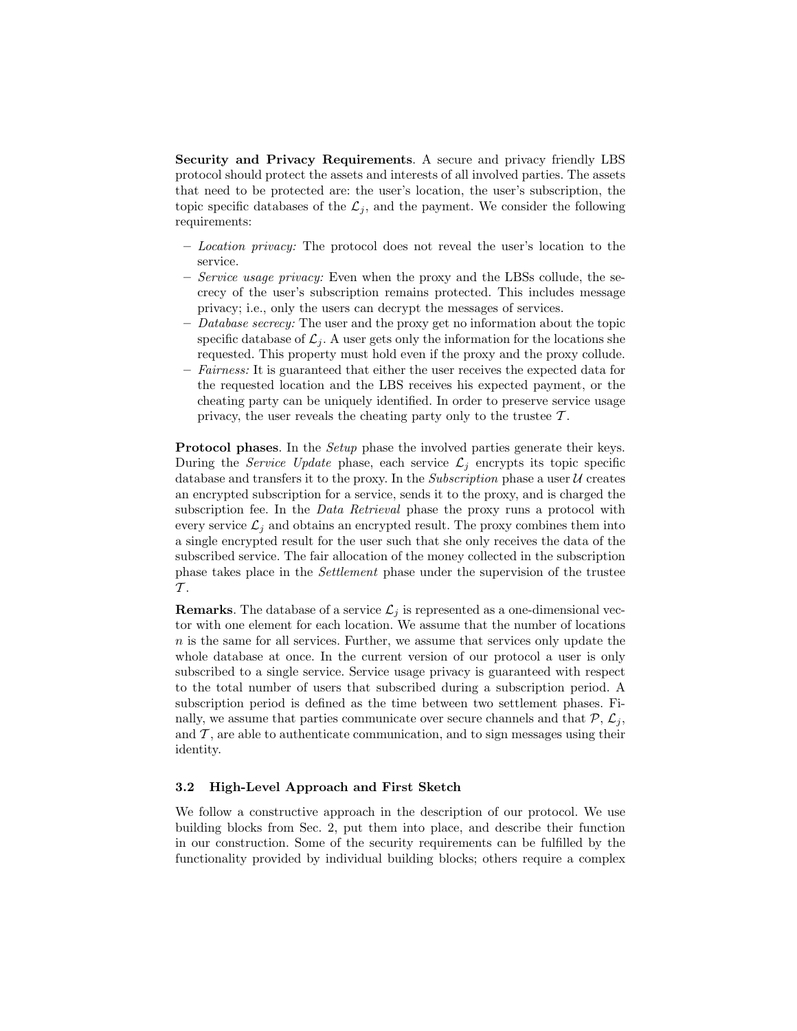**Security and Privacy Requirements**. A secure and privacy friendly LBS protocol should protect the assets and interests of all involved parties. The assets that need to be protected are: the user's location, the user's subscription, the topic specific databases of the $\mathcal{L}_j$, and the payment. We consider the following requirements:

- *Location privacy:* The protocol does not reveal the user's location to the service.
- *Service usage privacy:* Even when the proxy and the LBSs collude, the secrecy of the user's subscription remains protected. This includes message privacy; i.e., only the users can decrypt the messages of services.
- *Database secrecy:* The user and the proxy get no information about the topic specific database of $\mathcal{L}_j$. A user gets only the information for the locations she requested. This property must hold even if the proxy and the proxy collude.
- *Fairness:* It is guaranteed that either the user receives the expected data for the requested location and the LBS receives his expected payment, or the cheating party can be uniquely identified. In order to preserve service usage privacy, the user reveals the cheating party only to the trustee $\mathcal{T}$.

**Protocol phases**. In the *Setup* phase the involved parties generate their keys. During the *Service Update* phase, each service $\mathcal{L}_j$ encrypts its topic specific database and transfers it to the proxy. In the *Subscription* phase a user $\mathcal{U}$ creates an encrypted subscription for a service, sends it to the proxy, and is charged the subscription fee. In the *Data Retrieval* phase the proxy runs a protocol with every service $\mathcal{L}_j$ and obtains an encrypted result. The proxy combines them into a single encrypted result for the user such that she only receives the data of the subscribed service. The fair allocation of the money collected in the subscription phase takes place in the *Settlement* phase under the supervision of the trustee $\mathcal{T}$.

**Remarks**. The database of a service $\mathcal{L}_j$ is represented as a one-dimensional vector with one element for each location. We assume that the number of locations $n$ is the same for all services. Further, we assume that services only update the whole database at once. In the current version of our protocol a user is only subscribed to a single service. Service usage privacy is guaranteed with respect to the total number of users that subscribed during a subscription period. A subscription period is defined as the time between two settlement phases. Finally, we assume that parties communicate over secure channels and that $\mathcal{P}$, $\mathcal{L}_j$, and $\mathcal{T}$, are able to authenticate communication, and to sign messages using their identity.

### 3.2 High-Level Approach and First Sketch

We follow a constructive approach in the description of our protocol. We use building blocks from Sec. 2, put them into place, and describe their function in our construction. Some of the security requirements can be fulfilled by the functionality provided by individual building blocks; others require a complex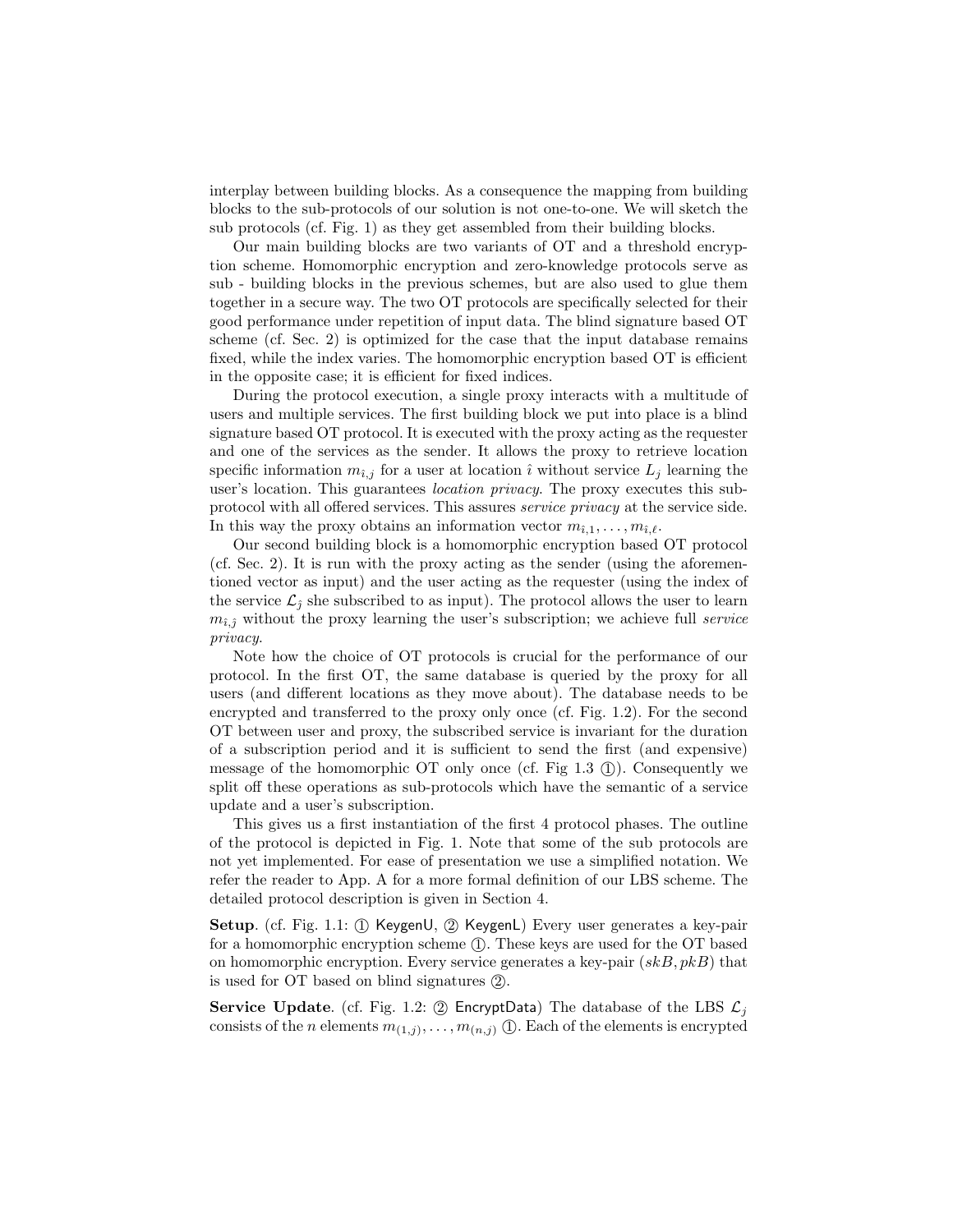interplay between building blocks. As a consequence the mapping from building blocks to the sub-protocols of our solution is not one-to-one. We will sketch the sub protocols (cf. Fig. 1) as they get assembled from their building blocks.

Our main building blocks are two variants of OT and a threshold encryption scheme. Homomorphic encryption and zero-knowledge protocols serve as sub - building blocks in the previous schemes, but are also used to glue them together in a secure way. The two OT protocols are specifically selected for their good performance under repetition of input data. The blind signature based OT scheme (cf. Sec. 2) is optimized for the case that the input database remains fixed, while the index varies. The homomorphic encryption based OT is efficient in the opposite case; it is efficient for fixed indices.

During the protocol execution, a single proxy interacts with a multitude of users and multiple services. The first building block we put into place is a blind signature based OT protocol. It is executed with the proxy acting as the requester and one of the services as the sender. It allows the proxy to retrieve location specific information $m_{\hat{\imath},j}$ for a user at location $\hat{\imath}$ without service $L_j$ learning the user's location. This guarantees *location privacy*. The proxy executes this sub-protocol with all offered services. This assures *service privacy* at the service side. In this way the proxy obtains an information vector $m_{\hat{\imath},1}, \ldots, m_{\hat{\imath},\ell}$.

Our second building block is a homomorphic encryption based OT protocol (cf. Sec. 2). It is run with the proxy acting as the sender (using the aforementioned vector as input) and the user acting as the requester (using the index of the service $\mathcal{L}_{\hat{\jmath}}$ she subscribed to as input). The protocol allows the user to learn $m_{\hat{\imath},\hat{\jmath}}$ without the proxy learning the user's subscription; we achieve full *service privacy*.

Note how the choice of OT protocols is crucial for the performance of our protocol. In the first OT, the same database is queried by the proxy for all users (and different locations as they move about). The database needs to be encrypted and transferred to the proxy only once (cf. Fig. 1.2). For the second OT between user and proxy, the subscribed service is invariant for the duration of a subscription period and it is sufficient to send the first (and expensive) message of the homomorphic OT only once (cf. Fig 1.3 ①). Consequently we split off these operations as sub-protocols which have the semantic of a service update and a user's subscription.

This gives us a first instantiation of the first 4 protocol phases. The outline of the protocol is depicted in Fig. 1. Note that some of the sub protocols are not yet implemented. For ease of presentation we use a simplified notation. We refer the reader to App. A for a more formal definition of our LBS scheme. The detailed protocol description is given in Section 4.

**Setup**. (cf. Fig. 1.1: ① KeygenU, ② KeygenL) Every user generates a key-pair for a homomorphic encryption scheme ①. These keys are used for the OT based on homomorphic encryption. Every service generates a key-pair $(skB, pkB)$ that is used for OT based on blind signatures ②.

**Service Update**. (cf. Fig. 1.2: ② EncryptData) The database of the LBS $\mathcal{L}_j$ consists of the $n$ elements $m_{(1,j)}, \ldots, m_{(n,j)}$ ①. Each of the elements is encrypted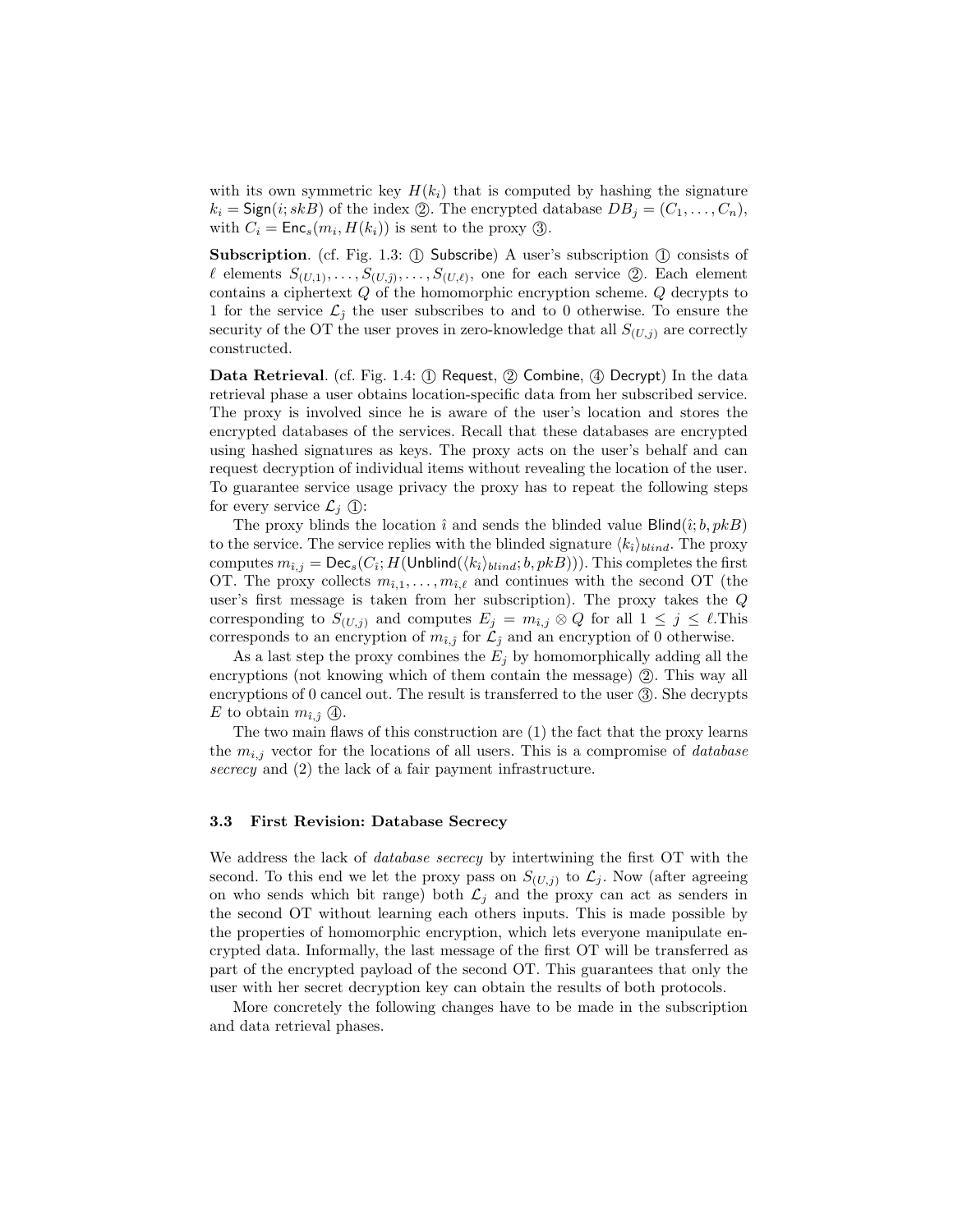with its own symmetric key $H(k_i)$ that is computed by hashing the signature $k_i = \mathsf{Sign}(i; skB)$ of the index ②. The encrypted database $DB_j = (C_1, \ldots, C_n)$, with $C_i = \mathsf{Enc}_s(m_i, H(k_i))$ is sent to the proxy ③.

**Subscription**. (cf. Fig. 1.3: ① Subscribe) A user's subscription ① consists of $\ell$ elements $S_{(U,1)}, \ldots, S_{(U,\hat{j})}, \ldots, S_{(U,\ell)}$, one for each service ②. Each element contains a ciphertext $Q$ of the homomorphic encryption scheme. $Q$ decrypts to 1 for the service $\mathcal{L}_{\hat{j}}$ the user subscribes to and to 0 otherwise. To ensure the security of the OT the user proves in zero-knowledge that all $S_{(U,j)}$ are correctly constructed.

**Data Retrieval**. (cf. Fig. 1.4: ① Request, ② Combine, ④ Decrypt) In the data retrieval phase a user obtains location-specific data from her subscribed service. The proxy is involved since he is aware of the user's location and stores the encrypted databases of the services. Recall that these databases are encrypted using hashed signatures as keys. The proxy acts on the user's behalf and can request decryption of individual items without revealing the location of the user. To guarantee service usage privacy the proxy has to repeat the following steps for every service $\mathcal{L}_j$ ①:

The proxy blinds the location $\hat{\imath}$ and sends the blinded value $\mathsf{Blind}(\hat{\imath}; b, pkB)$ to the service. The service replies with the blinded signature $\langle k_{\hat{\imath}} \rangle_{blind}$. The proxy computes $m_{\hat{\imath},j} = \mathsf{Dec}_s(C_{\hat{\imath}}; H(\mathsf{Unblind}(\langle k_{\hat{\imath}} \rangle_{blind}; b, pkB)))$. This completes the first OT. The proxy collects $m_{\hat{\imath},1}, \ldots, m_{\hat{\imath},\ell}$ and continues with the second OT (the user's first message is taken from her subscription). The proxy takes the $Q$ corresponding to $S_{(U,j)}$ and computes $E_j = m_{\hat{\imath},j} \otimes Q$ for all $1 \leq j \leq \ell$.This corresponds to an encryption of $m_{\hat{\imath},\hat{j}}$ for $\mathcal{L}_{\hat{j}}$ and an encryption of 0 otherwise.

As a last step the proxy combines the $E_j$ by homomorphically adding all the encryptions (not knowing which of them contain the message) ②. This way all encryptions of 0 cancel out. The result is transferred to the user ③. She decrypts $E$ to obtain $m_{\hat{\imath},\hat{j}}$ ④.

The two main flaws of this construction are (1) the fact that the proxy learns the $m_{\hat{\imath},j}$ vector for the locations of all users. This is a compromise of *database secrecy* and (2) the lack of a fair payment infrastructure.

### 3.3 First Revision: Database Secrecy

We address the lack of *database secrecy* by intertwining the first OT with the second. To this end we let the proxy pass on $S_{(U,j)}$ to $\mathcal{L}_j$. Now (after agreeing on who sends which bit range) both $\mathcal{L}_j$ and the proxy can act as senders in the second OT without learning each others inputs. This is made possible by the properties of homomorphic encryption, which lets everyone manipulate encrypted data. Informally, the last message of the first OT will be transferred as part of the encrypted payload of the second OT. This guarantees that only the user with her secret decryption key can obtain the results of both protocols.

More concretely the following changes have to be made in the subscription and data retrieval phases.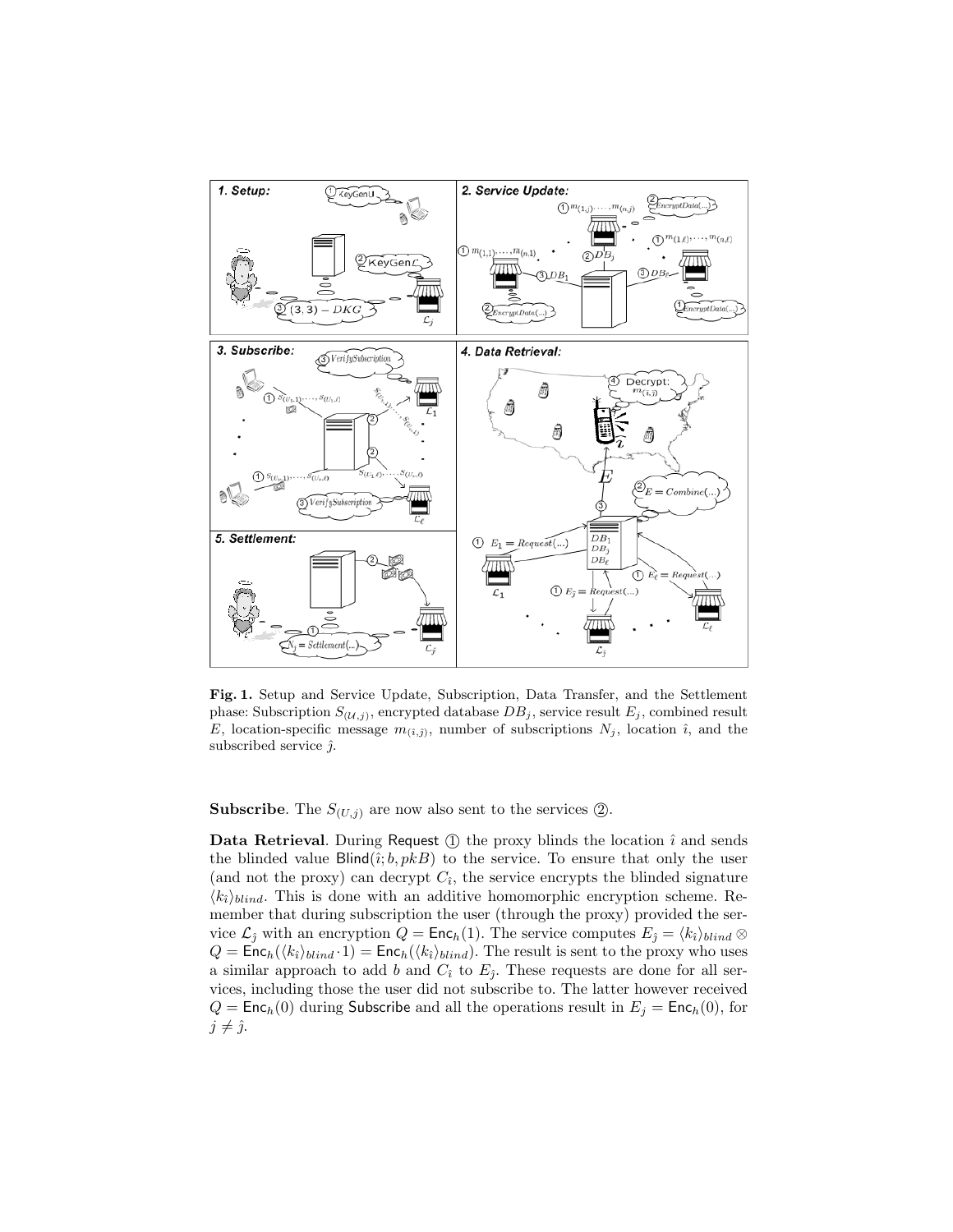**Fig. 1.** Setup and Service Update, Subscription, Data Transfer, and the Settlement phase: Subscription $S_{(\mathcal{U},j)}$, encrypted database $DB_j$, service result $E_j$, combined result $E$, location-specific message $m_{(i,\hat{\jmath})}$, number of subscriptions $N_j$, location $\hat{\imath}$, and the subscribed service $\hat{\jmath}$.

**Subscribe**. The $S_{(U,j)}$ are now also sent to the services ②.

**Data Retrieval**. During Request ① the proxy blinds the location $\hat{\imath}$ and sends the blinded value $\mathsf{Blind}(\hat{\imath}; b, pkB)$ to the service. To ensure that only the user (and not the proxy) can decrypt $C_{\hat{\imath}}$, the service encrypts the blinded signature $\langle k_{\hat{\imath}} \rangle_{blind}$. This is done with an additive homomorphic encryption scheme. Remember that during subscription the user (through the proxy) provided the service $\mathcal{L}_{\hat{\jmath}}$ with an encryption $Q = \mathsf{Enc}_h(1)$. The service computes $E_{\hat{\jmath}} = \langle k_{\hat{\imath}} \rangle_{blind} \otimes Q = \mathsf{Enc}_h(\langle k_{\hat{\imath}} \rangle_{blind} \cdot 1) = \mathsf{Enc}_h(\langle k_{\hat{\imath}} \rangle_{blind})$. The result is sent to the proxy who uses a similar approach to add $b$ and $C_{\hat{\imath}}$ to $E_{\hat{\jmath}}$. These requests are done for all services, including those the user did not subscribe to. The latter however received $Q = \mathsf{Enc}_h(0)$ during Subscribe and all the operations result in $E_j = \mathsf{Enc}_h(0)$, for $j \neq \hat{\jmath}$.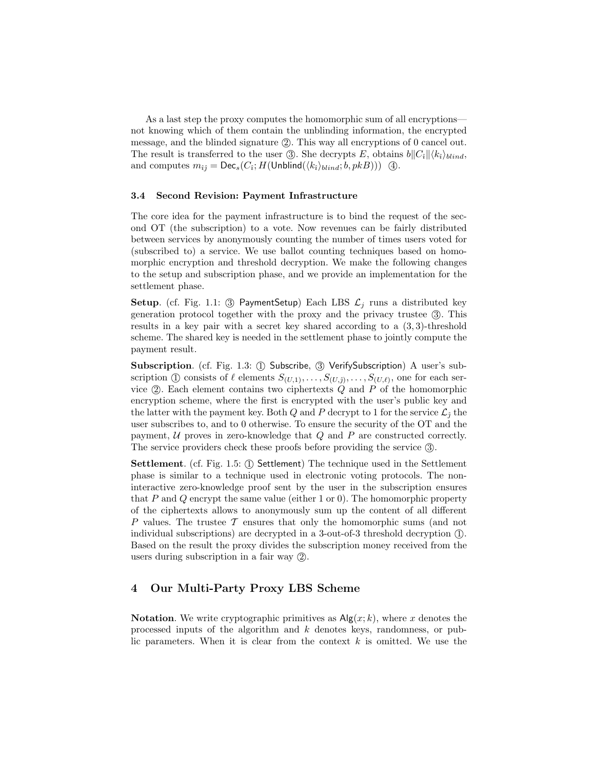As a last step the proxy computes the homomorphic sum of all encryptions—not knowing which of them contain the unblinding information, the encrypted message, and the blinded signature ②. This way all encryptions of 0 cancel out. The result is transferred to the user ③. She decrypts $E$, obtains $b \| C_{\hat{\imath}} \| \langle k_{\hat{\imath}} \rangle_{blind}$, and computes $m_{\hat{\imath}\hat{\jmath}} = \mathsf{Dec}_s(C_{\hat{\imath}}; H(\mathsf{Unblind}(\langle k_{\hat{\imath}} \rangle_{blind}; b, pkB)))$ ④.

### 3.4 Second Revision: Payment Infrastructure

The core idea for the payment infrastructure is to bind the request of the second OT (the subscription) to a vote. Now revenues can be fairly distributed between services by anonymously counting the number of times users voted for (subscribed to) a service. We use ballot counting techniques based on homomorphic encryption and threshold decryption. We make the following changes to the setup and subscription phase, and we provide an implementation for the settlement phase.

**Setup**. (cf. Fig. 1.1: ③ PaymentSetup) Each LBS $\mathcal{L}_j$ runs a distributed key generation protocol together with the proxy and the privacy trustee ③. This results in a key pair with a secret key shared according to a $(3,3)$-threshold scheme. The shared key is needed in the settlement phase to jointly compute the payment result.

**Subscription**. (cf. Fig. 1.3: ① Subscribe, ③ VerifySubscription) A user's subscription ① consists of $\ell$ elements $S_{(U,1)}, \ldots, S_{(U,\hat{\jmath})}, \ldots, S_{(U,\ell)}$, one for each service ②. Each element contains two ciphertexts $Q$ and $P$ of the homomorphic encryption scheme, where the first is encrypted with the user's public key and the latter with the payment key. Both $Q$ and $P$ decrypt to 1 for the service $\mathcal{L}_{\hat{\jmath}}$ the user subscribes to, and to 0 otherwise. To ensure the security of the OT and the payment, $\mathcal{U}$ proves in zero-knowledge that $Q$ and $P$ are constructed correctly. The service providers check these proofs before providing the service ③.

**Settlement**. (cf. Fig. 1.5: ① Settlement) The technique used in the Settlement phase is similar to a technique used in electronic voting protocols. The non-interactive zero-knowledge proof sent by the user in the subscription ensures that $P$ and $Q$ encrypt the same value (either 1 or 0). The homomorphic property of the ciphertexts allows to anonymously sum up the content of all different $P$ values. The trustee $\mathcal{T}$ ensures that only the homomorphic sums (and not individual subscriptions) are decrypted in a 3-out-of-3 threshold decryption ①. Based on the result the proxy divides the subscription money received from the users during subscription in a fair way ②.

## 4 Our Multi-Party Proxy LBS Scheme

**Notation**. We write cryptographic primitives as $\mathsf{Alg}(x; k)$, where $x$ denotes the processed inputs of the algorithm and $k$ denotes keys, randomness, or public parameters. When it is clear from the context $k$ is omitted. We use the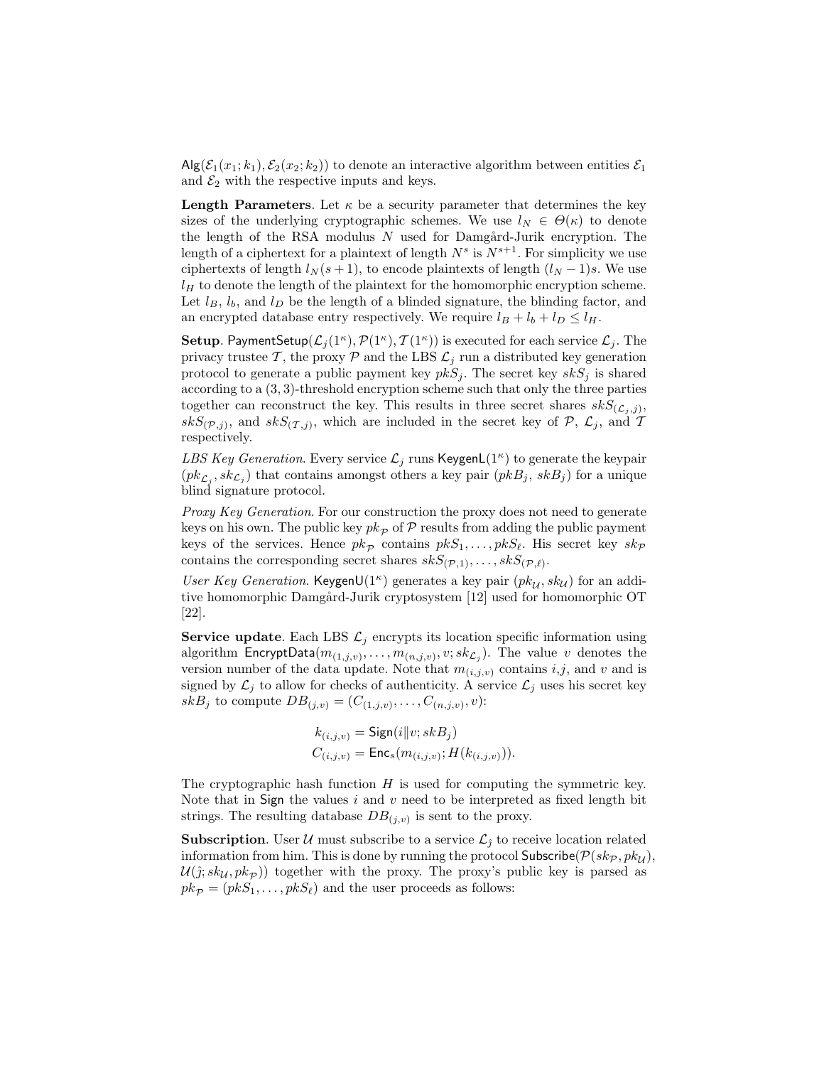$\mathsf{Alg}(\mathcal{E}_1(x_1; k_1), \mathcal{E}_2(x_2; k_2))$ to denote an interactive algorithm between entities $\mathcal{E}_1$ and $\mathcal{E}_2$ with the respective inputs and keys.

**Length Parameters**. Let $\kappa$ be a security parameter that determines the key sizes of the underlying cryptographic schemes. We use $l_N \in \Theta(\kappa)$ to denote the length of the RSA modulus $N$ used for Damgård-Jurik encryption. The length of a ciphertext for a plaintext of length $N^s$ is $N^{s+1}$. For simplicity we use ciphertexts of length $l_N(s+1)$, to encode plaintexts of length $(l_N - 1)s$. We use $l_H$ to denote the length of the plaintext for the homomorphic encryption scheme. Let $l_B$, $l_b$, and $l_D$ be the length of a blinded signature, the blinding factor, and an encrypted database entry respectively. We require $l_B + l_b + l_D \leq l_H$.

**Setup**. $\mathsf{PaymentSetup}(\mathcal{L}_j(1^\kappa), \mathcal{P}(1^\kappa), \mathcal{T}(1^\kappa))$ is executed for each service $\mathcal{L}_j$. The privacy trustee $\mathcal{T}$, the proxy $\mathcal{P}$ and the LBS $\mathcal{L}_j$ run a distributed key generation protocol to generate a public payment key $pkS_j$. The secret key $skS_j$ is shared according to a $(3,3)$-threshold encryption scheme such that only the three parties together can reconstruct the key. This results in three secret shares $skS_{(\mathcal{L}_j,j)}$, $skS_{(\mathcal{P},j)}$, and $skS_{(\mathcal{T},j)}$, which are included in the secret key of $\mathcal{P}$, $\mathcal{L}_j$, and $\mathcal{T}$ respectively.

*LBS Key Generation*. Every service $\mathcal{L}_j$ runs $\mathsf{KeygenL}(1^\kappa)$ to generate the keypair $(pk_{\mathcal{L}_j}, sk_{\mathcal{L}_j})$ that contains amongst others a key pair $(pkB_j, skB_j)$ for a unique blind signature protocol.

*Proxy Key Generation*. For our construction the proxy does not need to generate keys on his own. The public key $pk_\mathcal{P}$ of $\mathcal{P}$ results from adding the public payment keys of the services. Hence $pk_\mathcal{P}$ contains $pkS_1, \ldots, pkS_\ell$. His secret key $sk_\mathcal{P}$ contains the corresponding secret shares $skS_{(\mathcal{P},1)}, \ldots, skS_{(\mathcal{P},\ell)}$.

*User Key Generation*. $\mathsf{KeygenU}(1^\kappa)$ generates a key pair $(pk_\mathcal{U}, sk_\mathcal{U})$ for an additive homomorphic Damgård-Jurik cryptosystem [12] used for homomorphic OT [22].

**Service update**. Each LBS $\mathcal{L}_j$ encrypts its location specific information using algorithm $\mathsf{EncryptData}(m_{(1,j,v)}, \ldots, m_{(n,j,v)}, v; sk_{\mathcal{L}_j})$. The value $v$ denotes the version number of the data update. Note that $m_{(i,j,v)}$ contains $i$,$j$, and $v$ and is signed by $\mathcal{L}_j$ to allow for checks of authenticity. A service $\mathcal{L}_j$ uses his secret key $skB_j$ to compute $DB_{(j,v)} = (C_{(1,j,v)}, \ldots, C_{(n,j,v)}, v)$:

$$k_{(i,j,v)} = \mathsf{Sign}(i \| v; skB_j)$$
$$C_{(i,j,v)} = \mathsf{Enc}_s(m_{(i,j,v)}; H(k_{(i,j,v)})).$$

The cryptographic hash function $H$ is used for computing the symmetric key. Note that in $\mathsf{Sign}$ the values $i$ and $v$ need to be interpreted as fixed length bit strings. The resulting database $DB_{(j,v)}$ is sent to the proxy.

**Subscription**. User $\mathcal{U}$ must subscribe to a service $\mathcal{L}_{\hat{j}}$ to receive location related information from him. This is done by running the protocol $\mathsf{Subscribe}(\mathcal{P}(sk_\mathcal{P}, pk_\mathcal{U}), \mathcal{U}(\hat{j}; sk_\mathcal{U}, pk_\mathcal{P}))$ together with the proxy. The proxy's public key is parsed as $pk_\mathcal{P} = (pkS_1, \ldots, pkS_\ell)$ and the user proceeds as follows: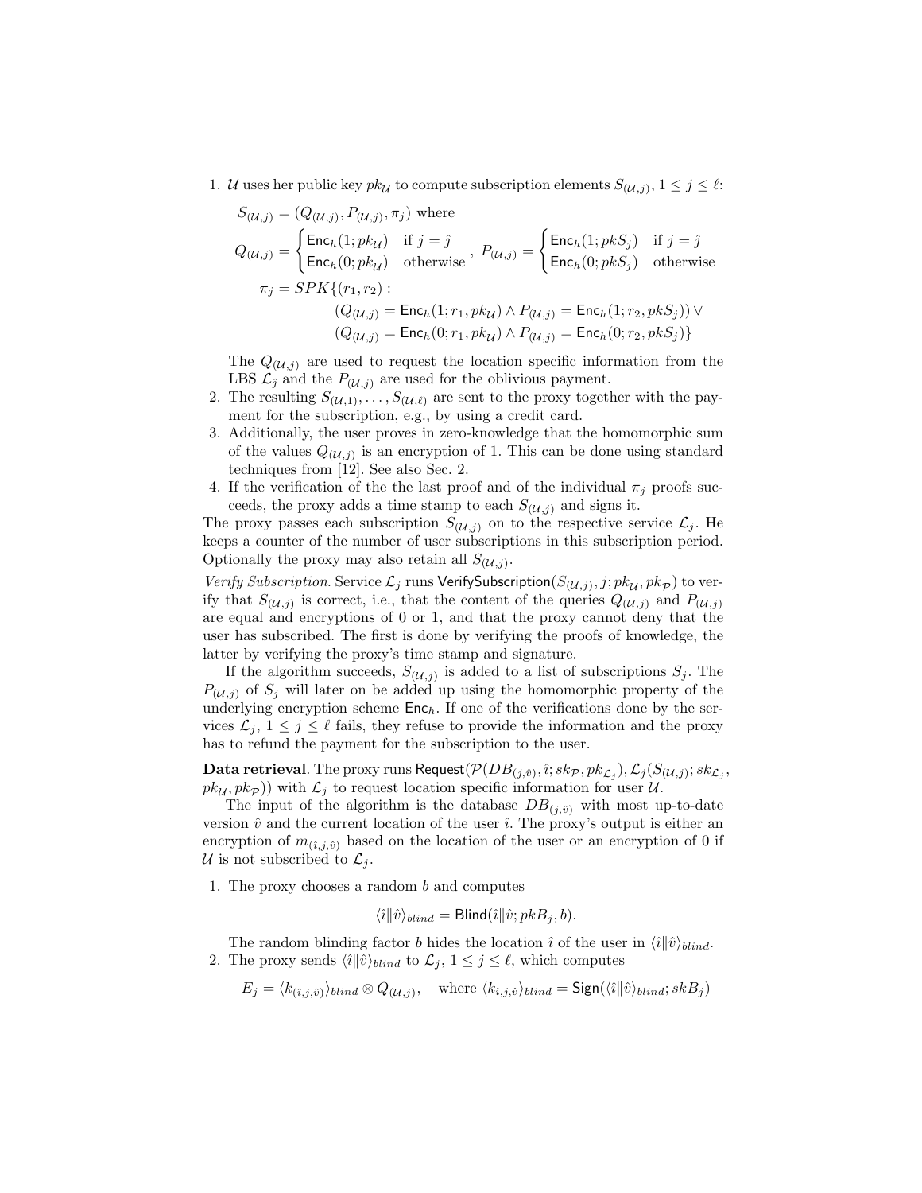1. $\mathcal{U}$ uses her public key $pk_{\mathcal{U}}$ to compute subscription elements $S_{(\mathcal{U},j)}$, $1 \leq j \leq \ell$:

   $S_{(\mathcal{U},j)} = (Q_{(\mathcal{U},j)}, P_{(\mathcal{U},j)}, \pi_j)$ where

   $$Q_{(\mathcal{U},j)} = \begin{cases} \mathsf{Enc}_h(1; pk_{\mathcal{U}}) & \text{if } j = \hat{\jmath} \\ \mathsf{Enc}_h(0; pk_{\mathcal{U}}) & \text{otherwise} \end{cases}, \; P_{(\mathcal{U},j)} = \begin{cases} \mathsf{Enc}_h(1; pkS_j) & \text{if } j = \hat{\jmath} \\ \mathsf{Enc}_h(0; pkS_j) & \text{otherwise} \end{cases}$$

   $$\begin{aligned} \pi_j = SPK\{(r_1, r_2) : \\ & (Q_{(\mathcal{U},j)} = \mathsf{Enc}_h(1; r_1, pk_{\mathcal{U}}) \wedge P_{(\mathcal{U},j)} = \mathsf{Enc}_h(1; r_2, pkS_j)) \vee \\ & (Q_{(\mathcal{U},j)} = \mathsf{Enc}_h(0; r_1, pk_{\mathcal{U}}) \wedge P_{(\mathcal{U},j)} = \mathsf{Enc}_h(0; r_2, pkS_j)\} \end{aligned}$$

   The $Q_{(\mathcal{U},j)}$ are used to request the location specific information from the LBS $\mathcal{L}_{\hat{\jmath}}$ and the $P_{(\mathcal{U},j)}$ are used for the oblivious payment.
2. The resulting $S_{(\mathcal{U},1)}, \ldots, S_{(\mathcal{U},\ell)}$ are sent to the proxy together with the payment for the subscription, e.g., by using a credit card.
3. Additionally, the user proves in zero-knowledge that the homomorphic sum of the values $Q_{(\mathcal{U},j)}$ is an encryption of 1. This can be done using standard techniques from [12]. See also Sec. 2.
4. If the verification of the the last proof and of the individual $\pi_j$ proofs succeeds, the proxy adds a time stamp to each $S_{(\mathcal{U},j)}$ and signs it.

The proxy passes each subscription $S_{(\mathcal{U},j)}$ on to the respective service $\mathcal{L}_j$. He keeps a counter of the number of user subscriptions in this subscription period. Optionally the proxy may also retain all $S_{(\mathcal{U},j)}$.

*Verify Subscription*. Service $\mathcal{L}_j$ runs $\mathsf{VerifySubscription}(S_{(\mathcal{U},j)}, j; pk_{\mathcal{U}}, pk_{\mathcal{P}})$ to verify that $S_{(\mathcal{U},j)}$ is correct, i.e., that the content of the queries $Q_{(\mathcal{U},j)}$ and $P_{(\mathcal{U},j)}$ are equal and encryptions of 0 or 1, and that the proxy cannot deny that the user has subscribed. The first is done by verifying the proofs of knowledge, the latter by verifying the proxy's time stamp and signature.

If the algorithm succeeds, $S_{(\mathcal{U},j)}$ is added to a list of subscriptions $S_j$. The $P_{(\mathcal{U},j)}$ of $S_j$ will later on be added up using the homomorphic property of the underlying encryption scheme $\mathsf{Enc}_h$. If one of the verifications done by the services $\mathcal{L}_j$, $1 \leq j \leq \ell$ fails, they refuse to provide the information and the proxy has to refund the payment for the subscription to the user.

**Data retrieval**. The proxy runs $\mathsf{Request}(\mathcal{P}(DB_{(j,\hat{v})}, \hat{\imath}; sk_{\mathcal{P}}, pk_{\mathcal{L}_j}), \mathcal{L}_j(S_{(\mathcal{U},j)}; sk_{\mathcal{L}_j}, pk_{\mathcal{U}}, pk_{\mathcal{P}}))$ with $\mathcal{L}_j$ to request location specific information for user $\mathcal{U}$.

The input of the algorithm is the database $DB_{(j,\hat{v})}$ with most up-to-date version $\hat{v}$ and the current location of the user $\hat{\imath}$. The proxy's output is either an encryption of $m_{(\hat{\imath},j,\hat{v})}$ based on the location of the user or an encryption of 0 if $\mathcal{U}$ is not subscribed to $\mathcal{L}_j$.

1. The proxy chooses a random $b$ and computes

   $$\langle \hat{\imath} \| \hat{v} \rangle_{blind} = \mathsf{Blind}(\hat{\imath} \| \hat{v}; pkB_j, b).$$

   The random blinding factor $b$ hides the location $\hat{\imath}$ of the user in $\langle \hat{\imath} \| \hat{v} \rangle_{blind}$.
2. The proxy sends $\langle \hat{\imath} \| \hat{v} \rangle_{blind}$ to $\mathcal{L}_j$, $1 \leq j \leq \ell$, which computes

   $$E_j = \langle k_{(\hat{\imath},j,\hat{v})} \rangle_{blind} \otimes Q_{(\mathcal{U},j)}, \quad \text{where } \langle k_{i,j,\hat{v}} \rangle_{blind} = \mathsf{Sign}(\langle \hat{\imath} \| \hat{v} \rangle_{blind}; skB_j)$$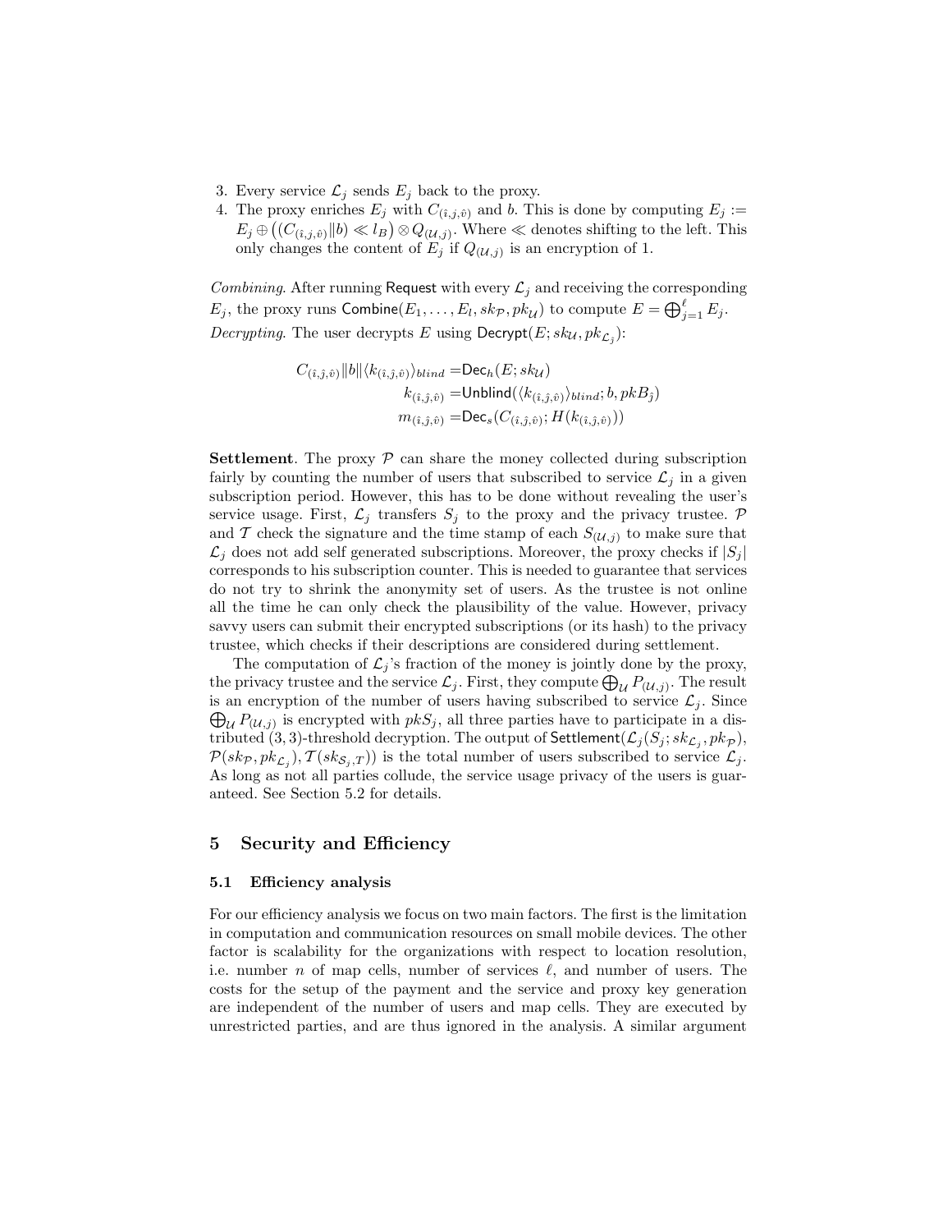3. Every service $\mathcal{L}_j$ sends $E_j$ back to the proxy.
4. The proxy enriches $E_j$ with $C_{(\hat{\imath},j,\hat{v})}$ and $b$. This is done by computing $E_j := E_j \oplus \big((C_{(\hat{\imath},j,\hat{v})} \| b) \ll l_B\big) \otimes Q_{(\mathcal{U},j)}$. Where $\ll$ denotes shifting to the left. This only changes the content of $E_j$ if $Q_{(\mathcal{U},j)}$ is an encryption of 1.

*Combining*. After running Request with every $\mathcal{L}_j$ and receiving the corresponding $E_j$, the proxy runs $\mathsf{Combine}(E_1, \ldots, E_l, sk_{\mathcal{P}}, pk_{\mathcal{U}})$ to compute $E = \bigoplus_{j=1}^{\ell} E_j$.

*Decrypting*. The user decrypts $E$ using $\mathsf{Decrypt}(E; sk_{\mathcal{U}}, pk_{\mathcal{L}_{\hat{j}}})$:

$$
\begin{aligned}
C_{(\hat{\imath},\hat{j},\hat{v})} \| b \| \langle k_{(\hat{\imath},\hat{j},\hat{v})} \rangle_{blind} &= \mathsf{Dec}_h(E; sk_{\mathcal{U}}) \\
k_{(\hat{\imath},\hat{j},\hat{v})} &= \mathsf{Unblind}(\langle k_{(\hat{\imath},\hat{j},\hat{v})} \rangle_{blind}; b, pkB_{\hat{j}}) \\
m_{(\hat{\imath},\hat{j},\hat{v})} &= \mathsf{Dec}_s(C_{(\hat{\imath},\hat{j},\hat{v})}; H(k_{(\hat{\imath},\hat{j},\hat{v})}))
\end{aligned}
$$

**Settlement**. The proxy $\mathcal{P}$ can share the money collected during subscription fairly by counting the number of users that subscribed to service $\mathcal{L}_j$ in a given subscription period. However, this has to be done without revealing the user's service usage. First, $\mathcal{L}_j$ transfers $S_j$ to the proxy and the privacy trustee. $\mathcal{P}$ and $\mathcal{T}$ check the signature and the time stamp of each $S_{(\mathcal{U},j)}$ to make sure that $\mathcal{L}_j$ does not add self generated subscriptions. Moreover, the proxy checks if $|S_j|$ corresponds to his subscription counter. This is needed to guarantee that services do not try to shrink the anonymity set of users. As the trustee is not online all the time he can only check the plausibility of the value. However, privacy savvy users can submit their encrypted subscriptions (or its hash) to the privacy trustee, which checks if their descriptions are considered during settlement.

The computation of $\mathcal{L}_j$'s fraction of the money is jointly done by the proxy, the privacy trustee and the service $\mathcal{L}_j$. First, they compute $\bigoplus_{\mathcal{U}} P_{(\mathcal{U},j)}$. The result is an encryption of the number of users having subscribed to service $\mathcal{L}_j$. Since $\bigoplus_{\mathcal{U}} P_{(\mathcal{U},j)}$ is encrypted with $pkS_j$, all three parties have to participate in a distributed $(3,3)$-threshold decryption. The output of $\mathsf{Settlement}(\mathcal{L}_j(S_j; sk_{\mathcal{L}_j}, pk_{\mathcal{P}}), \mathcal{P}(sk_{\mathcal{P}}, pk_{\mathcal{L}_j}), \mathcal{T}(sk_{\mathcal{S}_j,T}))$ is the total number of users subscribed to service $\mathcal{L}_j$. As long as not all parties collude, the service usage privacy of the users is guaranteed. See Section 5.2 for details.

## 5 Security and Efficiency

### 5.1 Efficiency analysis

For our efficiency analysis we focus on two main factors. The first is the limitation in computation and communication resources on small mobile devices. The other factor is scalability for the organizations with respect to location resolution, i.e. number $n$ of map cells, number of services $\ell$, and number of users. The costs for the setup of the payment and the service and proxy key generation are independent of the number of users and map cells. They are executed by unrestricted parties, and are thus ignored in the analysis. A similar argument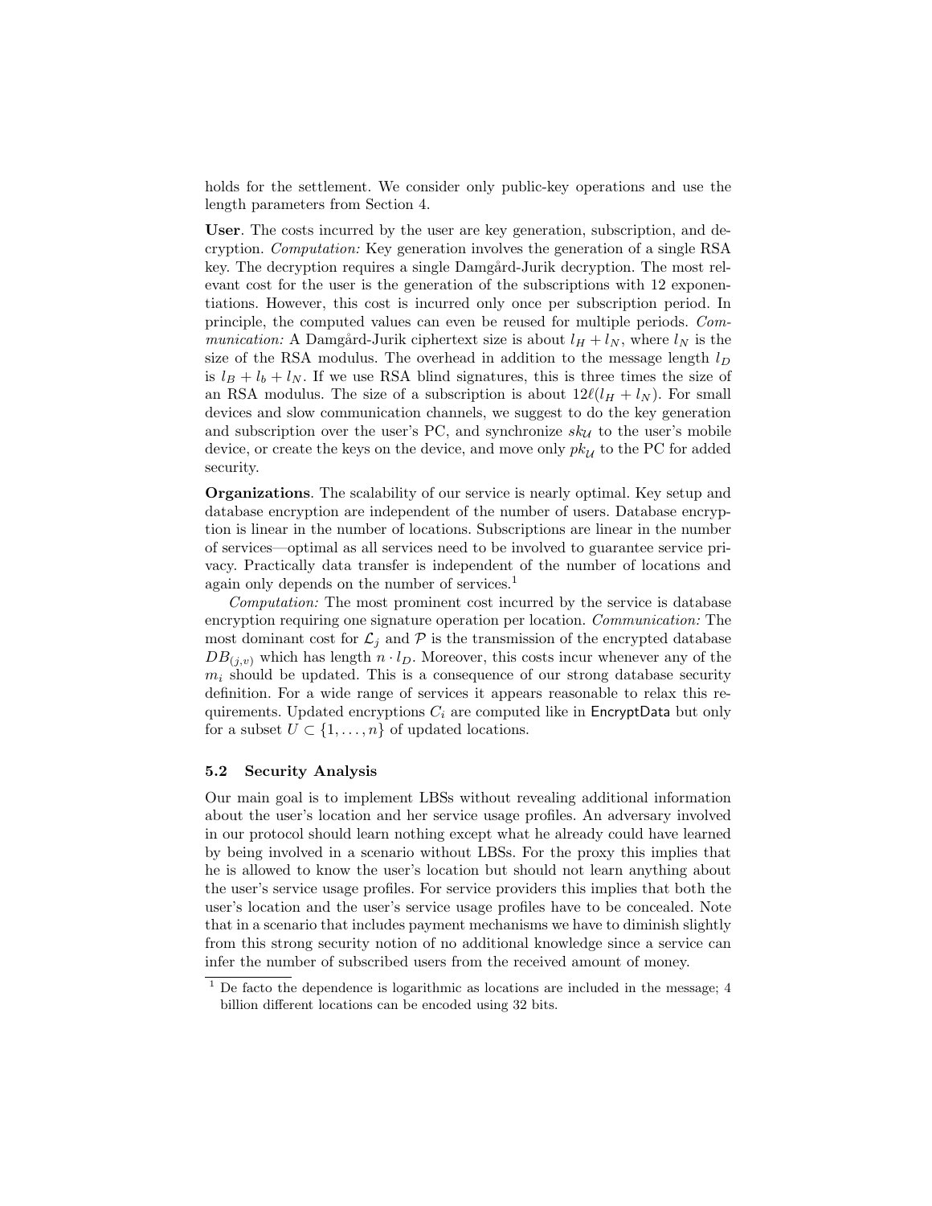holds for the settlement. We consider only public-key operations and use the length parameters from Section 4.

**User**. The costs incurred by the user are key generation, subscription, and decryption. *Computation:* Key generation involves the generation of a single RSA key. The decryption requires a single Damgård-Jurik decryption. The most relevant cost for the user is the generation of the subscriptions with 12 exponentiations. However, this cost is incurred only once per subscription period. In principle, the computed values can even be reused for multiple periods. *Communication:* A Damgård-Jurik ciphertext size is about $l_H + l_N$, where $l_N$ is the size of the RSA modulus. The overhead in addition to the message length $l_D$ is $l_B + l_b + l_N$. If we use RSA blind signatures, this is three times the size of an RSA modulus. The size of a subscription is about $12\ell(l_H + l_N)$. For small devices and slow communication channels, we suggest to do the key generation and subscription over the user's PC, and synchronize $sk_{\mathcal{U}}$ to the user's mobile device, or create the keys on the device, and move only $pk_{\mathcal{U}}$ to the PC for added security.

**Organizations**. The scalability of our service is nearly optimal. Key setup and database encryption are independent of the number of users. Database encryption is linear in the number of locations. Subscriptions are linear in the number of services—optimal as all services need to be involved to guarantee service privacy. Practically data transfer is independent of the number of locations and again only depends on the number of services.[1]

*Computation:* The most prominent cost incurred by the service is database encryption requiring one signature operation per location. *Communication:* The most dominant cost for $\mathcal{L}_j$ and $\mathcal{P}$ is the transmission of the encrypted database $DB_{(j,v)}$ which has length $n \cdot l_D$. Moreover, this costs incur whenever any of the $m_i$ should be updated. This is a consequence of our strong database security definition. For a wide range of services it appears reasonable to relax this requirements. Updated encryptions $C_i$ are computed like in EncryptData but only for a subset $U \subset \{1, \ldots, n\}$ of updated locations.

### 5.2 Security Analysis

Our main goal is to implement LBSs without revealing additional information about the user's location and her service usage profiles. An adversary involved in our protocol should learn nothing except what he already could have learned by being involved in a scenario without LBSs. For the proxy this implies that he is allowed to know the user's location but should not learn anything about the user's service usage profiles. For service providers this implies that both the user's location and the user's service usage profiles have to be concealed. Note that in a scenario that includes payment mechanisms we have to diminish slightly from this strong security notion of no additional knowledge since a service can infer the number of subscribed users from the received amount of money.

[1] De facto the dependence is logarithmic as locations are included in the message; 4 billion different locations can be encoded using 32 bits.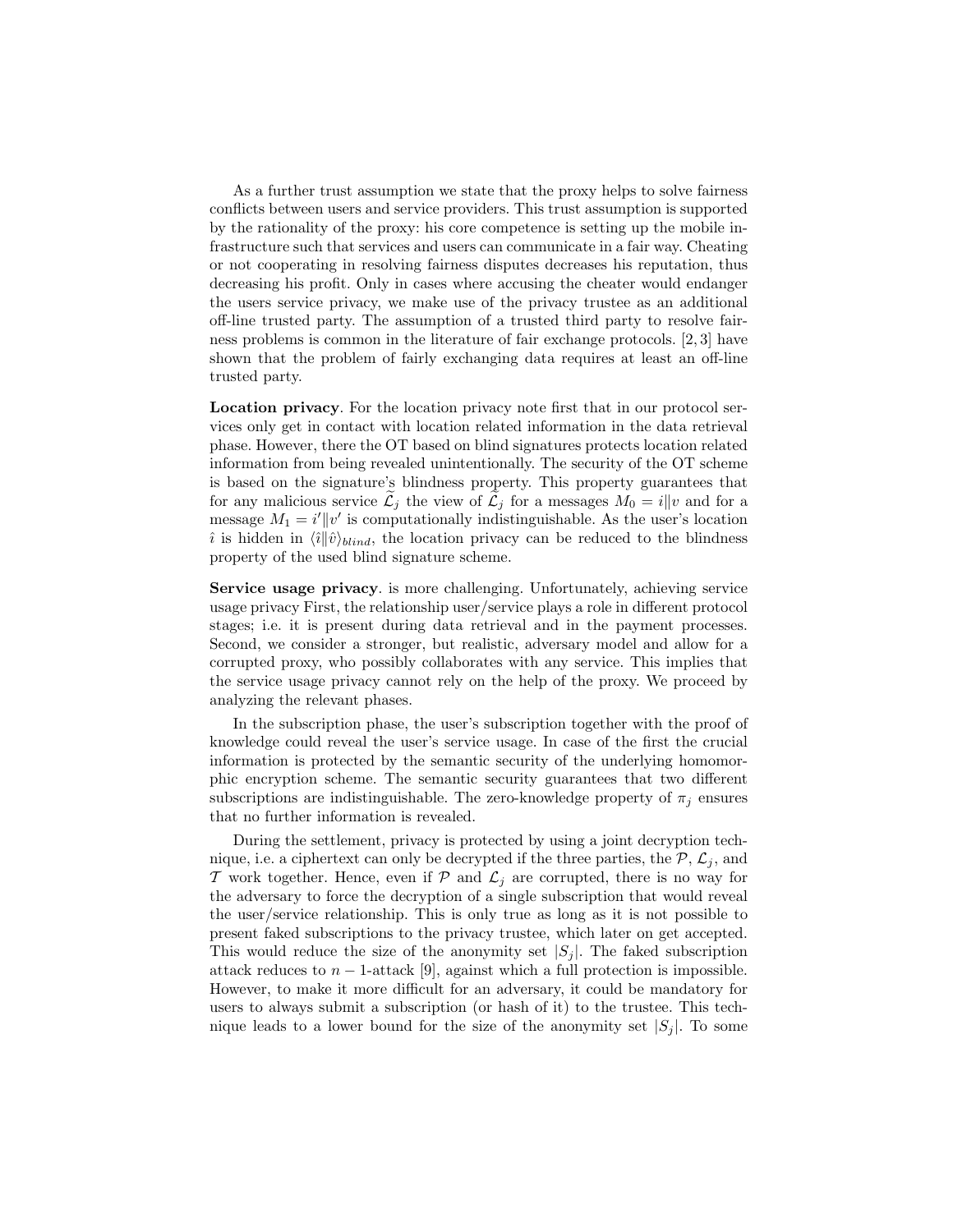As a further trust assumption we state that the proxy helps to solve fairness conflicts between users and service providers. This trust assumption is supported by the rationality of the proxy: his core competence is setting up the mobile infrastructure such that services and users can communicate in a fair way. Cheating or not cooperating in resolving fairness disputes decreases his reputation, thus decreasing his profit. Only in cases where accusing the cheater would endanger the users service privacy, we make use of the privacy trustee as an additional off-line trusted party. The assumption of a trusted third party to resolve fairness problems is common in the literature of fair exchange protocols. [2, 3] have shown that the problem of fairly exchanging data requires at least an off-line trusted party.

**Location privacy**. For the location privacy note first that in our protocol services only get in contact with location related information in the data retrieval phase. However, there the OT based on blind signatures protects location related information from being revealed unintentionally. The security of the OT scheme is based on the signature's blindness property. This property guarantees that for any malicious service $\widetilde{\mathcal{L}}_j$ the view of $\widetilde{\mathcal{L}}_j$ for a messages $M_0 = i \| v$ and for a message $M_1 = i' \| v'$ is computationally indistinguishable. As the user's location $\hat{\imath}$ is hidden in $\langle \hat{\imath} \| \hat{v} \rangle_{blind}$, the location privacy can be reduced to the blindness property of the used blind signature scheme.

**Service usage privacy**. is more challenging. Unfortunately, achieving service usage privacy First, the relationship user/service plays a role in different protocol stages; i.e. it is present during data retrieval and in the payment processes. Second, we consider a stronger, but realistic, adversary model and allow for a corrupted proxy, who possibly collaborates with any service. This implies that the service usage privacy cannot rely on the help of the proxy. We proceed by analyzing the relevant phases.

In the subscription phase, the user's subscription together with the proof of knowledge could reveal the user's service usage. In case of the first the crucial information is protected by the semantic security of the underlying homomorphic encryption scheme. The semantic security guarantees that two different subscriptions are indistinguishable. The zero-knowledge property of $\pi_j$ ensures that no further information is revealed.

During the settlement, privacy is protected by using a joint decryption technique, i.e. a ciphertext can only be decrypted if the three parties, the $\mathcal{P}$, $\mathcal{L}_j$, and $\mathcal{T}$ work together. Hence, even if $\mathcal{P}$ and $\mathcal{L}_j$ are corrupted, there is no way for the adversary to force the decryption of a single subscription that would reveal the user/service relationship. This is only true as long as it is not possible to present faked subscriptions to the privacy trustee, which later on get accepted. This would reduce the size of the anonymity set $|S_j|$. The faked subscription attack reduces to $n-1$-attack [9], against which a full protection is impossible. However, to make it more difficult for an adversary, it could be mandatory for users to always submit a subscription (or hash of it) to the trustee. This technique leads to a lower bound for the size of the anonymity set $|S_j|$. To some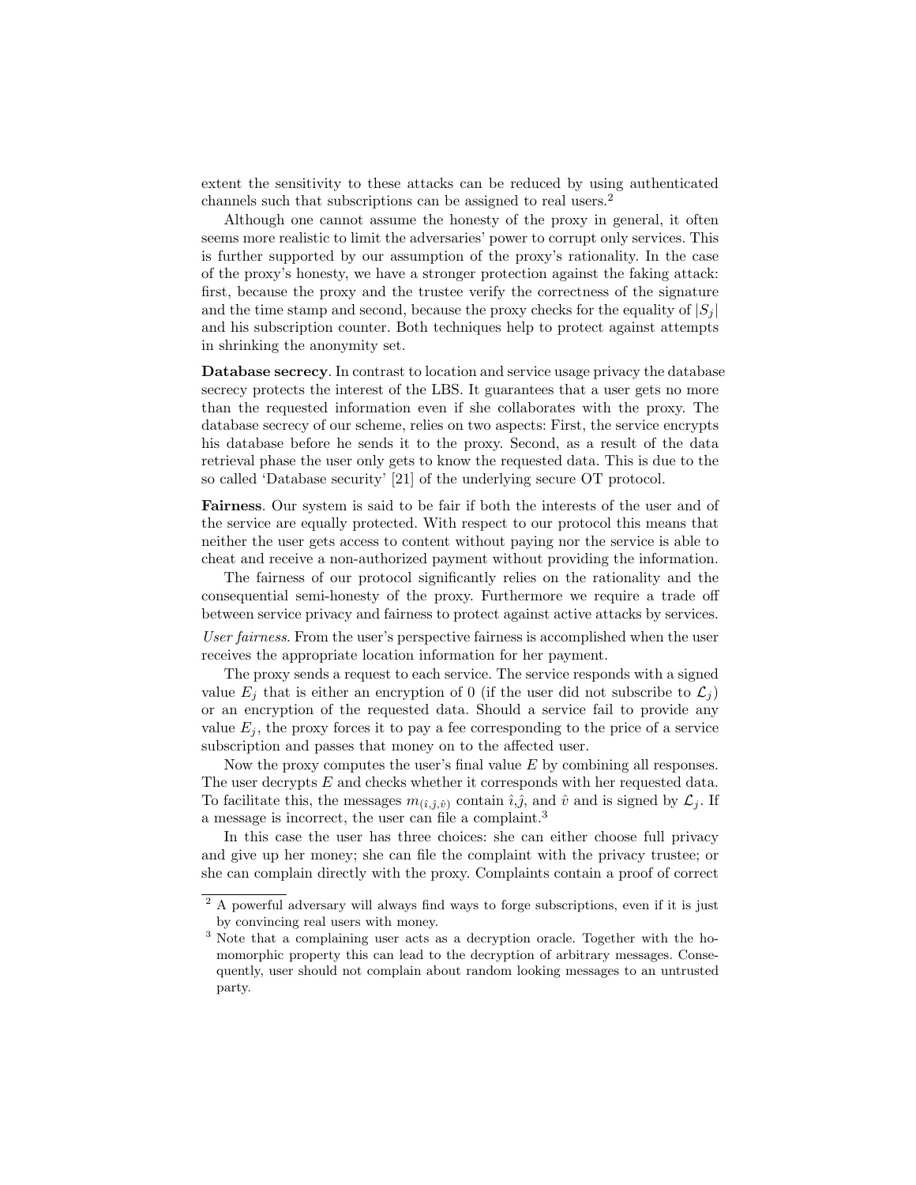extent the sensitivity to these attacks can be reduced by using authenticated channels such that subscriptions can be assigned to real users.[2]

Although one cannot assume the honesty of the proxy in general, it often seems more realistic to limit the adversaries' power to corrupt only services. This is further supported by our assumption of the proxy's rationality. In the case of the proxy's honesty, we have a stronger protection against the faking attack: first, because the proxy and the trustee verify the correctness of the signature and the time stamp and second, because the proxy checks for the equality of $|S_j|$ and his subscription counter. Both techniques help to protect against attempts in shrinking the anonymity set.

**Database secrecy**. In contrast to location and service usage privacy the database secrecy protects the interest of the LBS. It guarantees that a user gets no more than the requested information even if she collaborates with the proxy. The database secrecy of our scheme, relies on two aspects: First, the service encrypts his database before he sends it to the proxy. Second, as a result of the data retrieval phase the user only gets to know the requested data. This is due to the so called 'Database security' [21] of the underlying secure OT protocol.

**Fairness**. Our system is said to be fair if both the interests of the user and of the service are equally protected. With respect to our protocol this means that neither the user gets access to content without paying nor the service is able to cheat and receive a non-authorized payment without providing the information.

The fairness of our protocol significantly relies on the rationality and the consequential semi-honesty of the proxy. Furthermore we require a trade off between service privacy and fairness to protect against active attacks by services.

*User fairness*. From the user's perspective fairness is accomplished when the user receives the appropriate location information for her payment.

The proxy sends a request to each service. The service responds with a signed value $E_j$ that is either an encryption of 0 (if the user did not subscribe to $\mathcal{L}_j$) or an encryption of the requested data. Should a service fail to provide any value $E_j$, the proxy forces it to pay a fee corresponding to the price of a service subscription and passes that money on to the affected user.

Now the proxy computes the user's final value $E$ by combining all responses. The user decrypts $E$ and checks whether it corresponds with her requested data. To facilitate this, the messages $m_{(\hat{\imath},\hat{\jmath},\hat{v})}$ contain $\hat{\imath}$,$\hat{\jmath}$, and $\hat{v}$ and is signed by $\mathcal{L}_j$. If a message is incorrect, the user can file a complaint.[3]

In this case the user has three choices: she can either choose full privacy and give up her money; she can file the complaint with the privacy trustee; or she can complain directly with the proxy. Complaints contain a proof of correct

[2] A powerful adversary will always find ways to forge subscriptions, even if it is just by convincing real users with money.

[3] Note that a complaining user acts as a decryption oracle. Together with the homomorphic property this can lead to the decryption of arbitrary messages. Consequently, user should not complain about random looking messages to an untrusted party.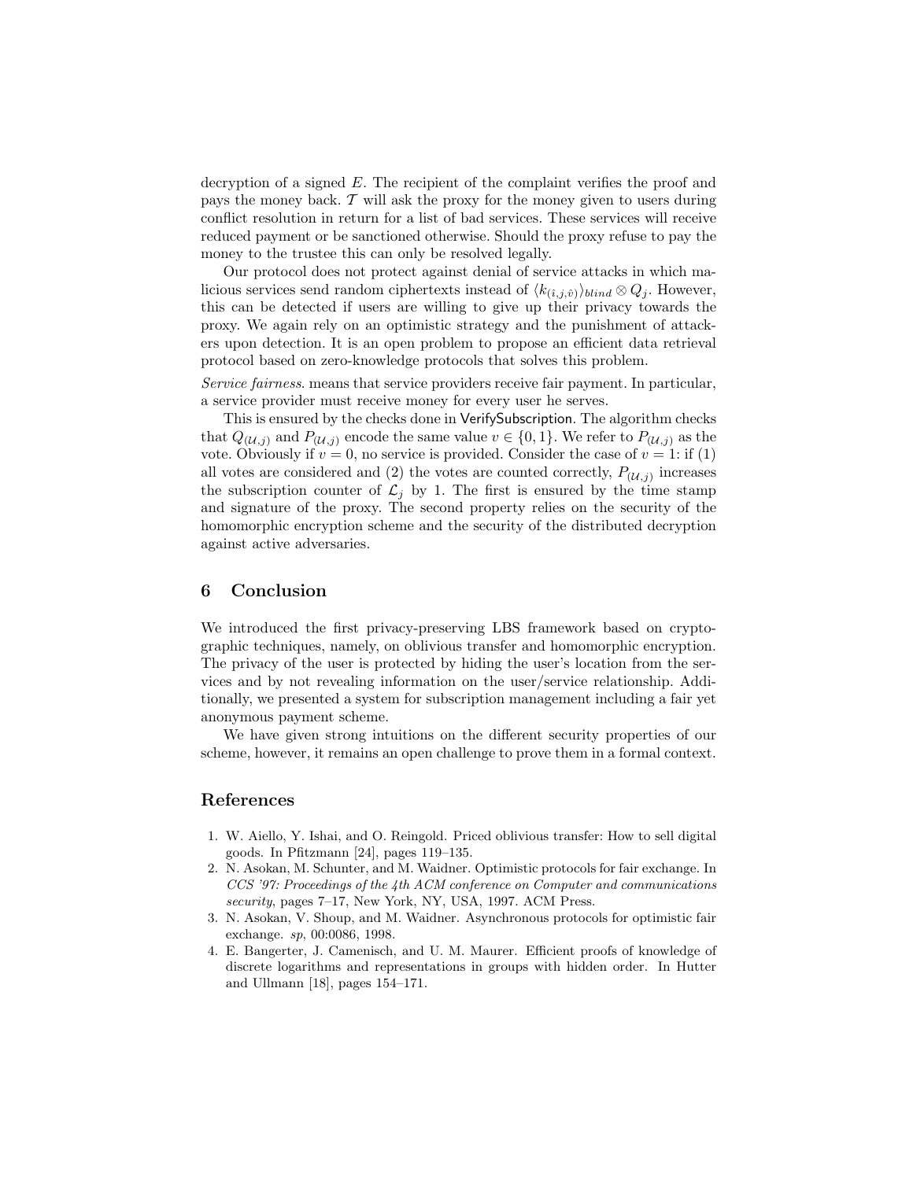decryption of a signed $E$. The recipient of the complaint verifies the proof and pays the money back. $\mathcal{T}$ will ask the proxy for the money given to users during conflict resolution in return for a list of bad services. These services will receive reduced payment or be sanctioned otherwise. Should the proxy refuse to pay the money to the trustee this can only be resolved legally.

Our protocol does not protect against denial of service attacks in which malicious services send random ciphertexts instead of $\langle k_{(\hat{\imath},j,\hat{v})} \rangle_{blind} \otimes Q_j$. However, this can be detected if users are willing to give up their privacy towards the proxy. We again rely on an optimistic strategy and the punishment of attackers upon detection. It is an open problem to propose an efficient data retrieval protocol based on zero-knowledge protocols that solves this problem.

*Service fairness.* means that service providers receive fair payment. In particular, a service provider must receive money for every user he serves.

This is ensured by the checks done in VerifySubscription. The algorithm checks that $Q_{(\mathcal{U},j)}$ and $P_{(\mathcal{U},j)}$ encode the same value $v \in \{0, 1\}$. We refer to $P_{(\mathcal{U},j)}$ as the vote. Obviously if $v = 0$, no service is provided. Consider the case of $v = 1$: if (1) all votes are considered and (2) the votes are counted correctly, $P_{(\mathcal{U},j)}$ increases the subscription counter of $\mathcal{L}_j$ by 1. The first is ensured by the time stamp and signature of the proxy. The second property relies on the security of the homomorphic encryption scheme and the security of the distributed decryption against active adversaries.

## 6 Conclusion

We introduced the first privacy-preserving LBS framework based on cryptographic techniques, namely, on oblivious transfer and homomorphic encryption. The privacy of the user is protected by hiding the user's location from the services and by not revealing information on the user/service relationship. Additionally, we presented a system for subscription management including a fair yet anonymous payment scheme.

We have given strong intuitions on the different security properties of our scheme, however, it remains an open challenge to prove them in a formal context.

## References

1. W. Aiello, Y. Ishai, and O. Reingold. Priced oblivious transfer: How to sell digital goods. In Pfitzmann [24], pages 119–135.
2. N. Asokan, M. Schunter, and M. Waidner. Optimistic protocols for fair exchange. In *CCS '97: Proceedings of the 4th ACM conference on Computer and communications security*, pages 7–17, New York, NY, USA, 1997. ACM Press.
3. N. Asokan, V. Shoup, and M. Waidner. Asynchronous protocols for optimistic fair exchange. *sp*, 00:0086, 1998.
4. E. Bangerter, J. Camenisch, and U. M. Maurer. Efficient proofs of knowledge of discrete logarithms and representations in groups with hidden order. In Hutter and Ullmann [18], pages 154–171.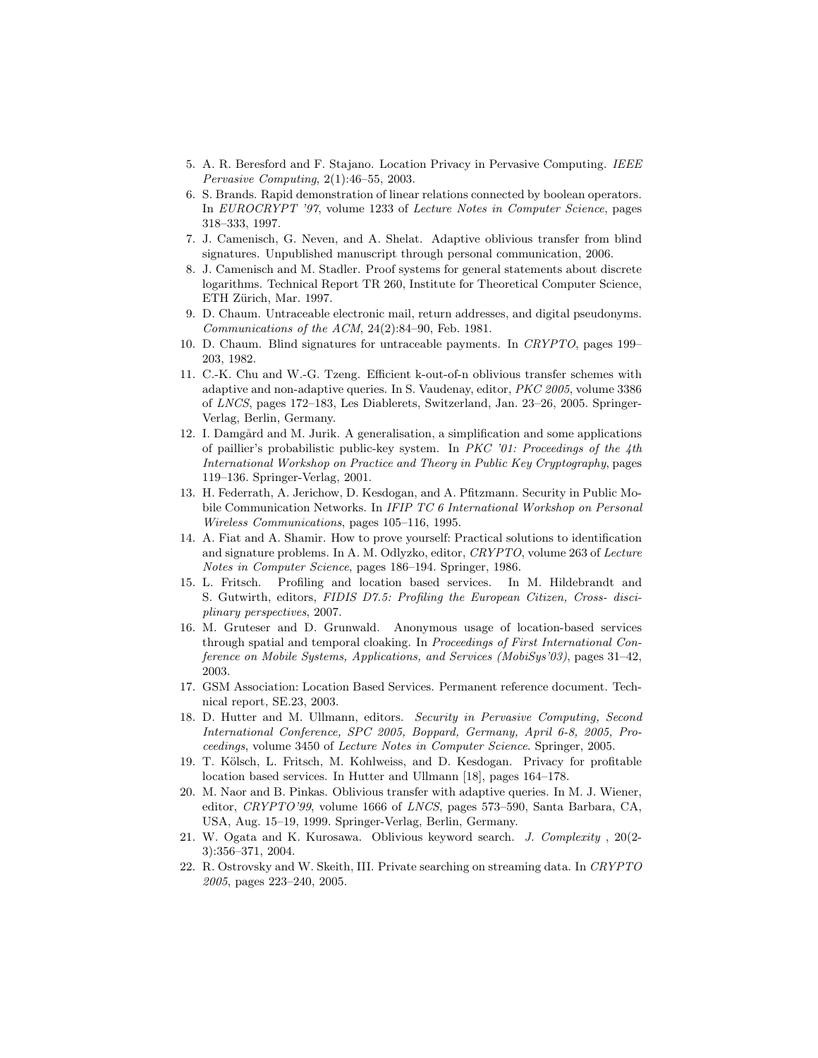5. A. R. Beresford and F. Stajano. Location Privacy in Pervasive Computing. *IEEE Pervasive Computing*, 2(1):46–55, 2003.
6. S. Brands. Rapid demonstration of linear relations connected by boolean operators. In *EUROCRYPT '97*, volume 1233 of *Lecture Notes in Computer Science*, pages 318–333, 1997.
7. J. Camenisch, G. Neven, and A. Shelat. Adaptive oblivious transfer from blind signatures. Unpublished manuscript through personal communication, 2006.
8. J. Camenisch and M. Stadler. Proof systems for general statements about discrete logarithms. Technical Report TR 260, Institute for Theoretical Computer Science, ETH Zürich, Mar. 1997.
9. D. Chaum. Untraceable electronic mail, return addresses, and digital pseudonyms. *Communications of the ACM*, 24(2):84–90, Feb. 1981.
10. D. Chaum. Blind signatures for untraceable payments. In *CRYPTO*, pages 199–203, 1982.
11. C.-K. Chu and W.-G. Tzeng. Efficient k-out-of-n oblivious transfer schemes with adaptive and non-adaptive queries. In S. Vaudenay, editor, *PKC 2005*, volume 3386 of *LNCS*, pages 172–183, Les Diablerets, Switzerland, Jan. 23–26, 2005. Springer-Verlag, Berlin, Germany.
12. I. Damgård and M. Jurik. A generalisation, a simplification and some applications of paillier's probabilistic public-key system. In *PKC '01: Proceedings of the 4th International Workshop on Practice and Theory in Public Key Cryptography*, pages 119–136. Springer-Verlag, 2001.
13. H. Federrath, A. Jerichow, D. Kesdogan, and A. Pfitzmann. Security in Public Mobile Communication Networks. In *IFIP TC 6 International Workshop on Personal Wireless Communications*, pages 105–116, 1995.
14. A. Fiat and A. Shamir. How to prove yourself: Practical solutions to identification and signature problems. In A. M. Odlyzko, editor, *CRYPTO*, volume 263 of *Lecture Notes in Computer Science*, pages 186–194. Springer, 1986.
15. L. Fritsch. Profiling and location based services. In M. Hildebrandt and S. Gutwirth, editors, *FIDIS D7.5: Profiling the European Citizen, Cross- disciplinary perspectives*, 2007.
16. M. Gruteser and D. Grunwald. Anonymous usage of location-based services through spatial and temporal cloaking. In *Proceedings of First International Conference on Mobile Systems, Applications, and Services (MobiSys'03)*, pages 31–42, 2003.
17. GSM Association: Location Based Services. Permanent reference document. Technical report, SE.23, 2003.
18. D. Hutter and M. Ullmann, editors. *Security in Pervasive Computing, Second International Conference, SPC 2005, Boppard, Germany, April 6-8, 2005, Proceedings*, volume 3450 of *Lecture Notes in Computer Science*. Springer, 2005.
19. T. Kölsch, L. Fritsch, M. Kohlweiss, and D. Kesdogan. Privacy for profitable location based services. In Hutter and Ullmann [18], pages 164–178.
20. M. Naor and B. Pinkas. Oblivious transfer with adaptive queries. In M. J. Wiener, editor, *CRYPTO'99*, volume 1666 of *LNCS*, pages 573–590, Santa Barbara, CA, USA, Aug. 15–19, 1999. Springer-Verlag, Berlin, Germany.
21. W. Ogata and K. Kurosawa. Oblivious keyword search. *J. Complexity* , 20(2-3):356–371, 2004.
22. R. Ostrovsky and W. Skeith, III. Private searching on streaming data. In *CRYPTO 2005*, pages 223–240, 2005.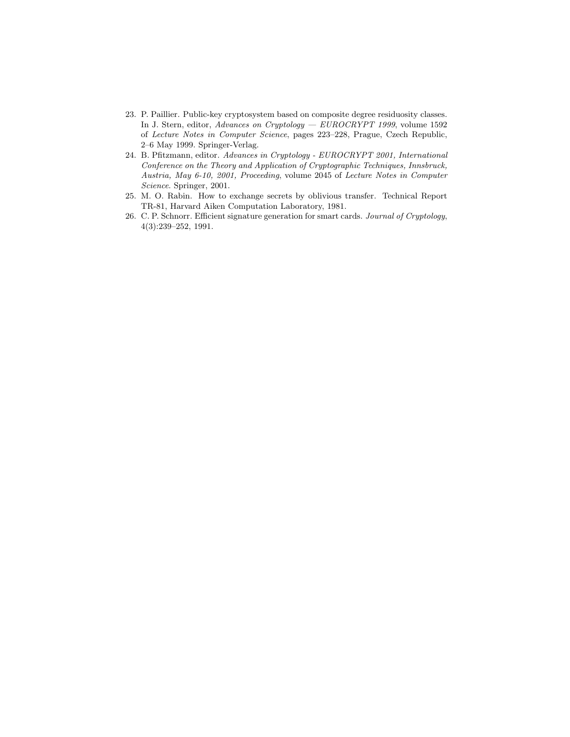23. P. Paillier. Public-key cryptosystem based on composite degree residuosity classes. In J. Stern, editor, *Advances on Cryptology — EUROCRYPT 1999*, volume 1592 of *Lecture Notes in Computer Science*, pages 223–228, Prague, Czech Republic, 2–6 May 1999. Springer-Verlag.
24. B. Pfitzmann, editor. *Advances in Cryptology - EUROCRYPT 2001, International Conference on the Theory and Application of Cryptographic Techniques, Innsbruck, Austria, May 6-10, 2001, Proceeding*, volume 2045 of *Lecture Notes in Computer Science*. Springer, 2001.
25. M. O. Rabin. How to exchange secrets by oblivious transfer. Technical Report TR-81, Harvard Aiken Computation Laboratory, 1981.
26. C. P. Schnorr. Efficient signature generation for smart cards. *Journal of Cryptology*, 4(3):239–252, 1991.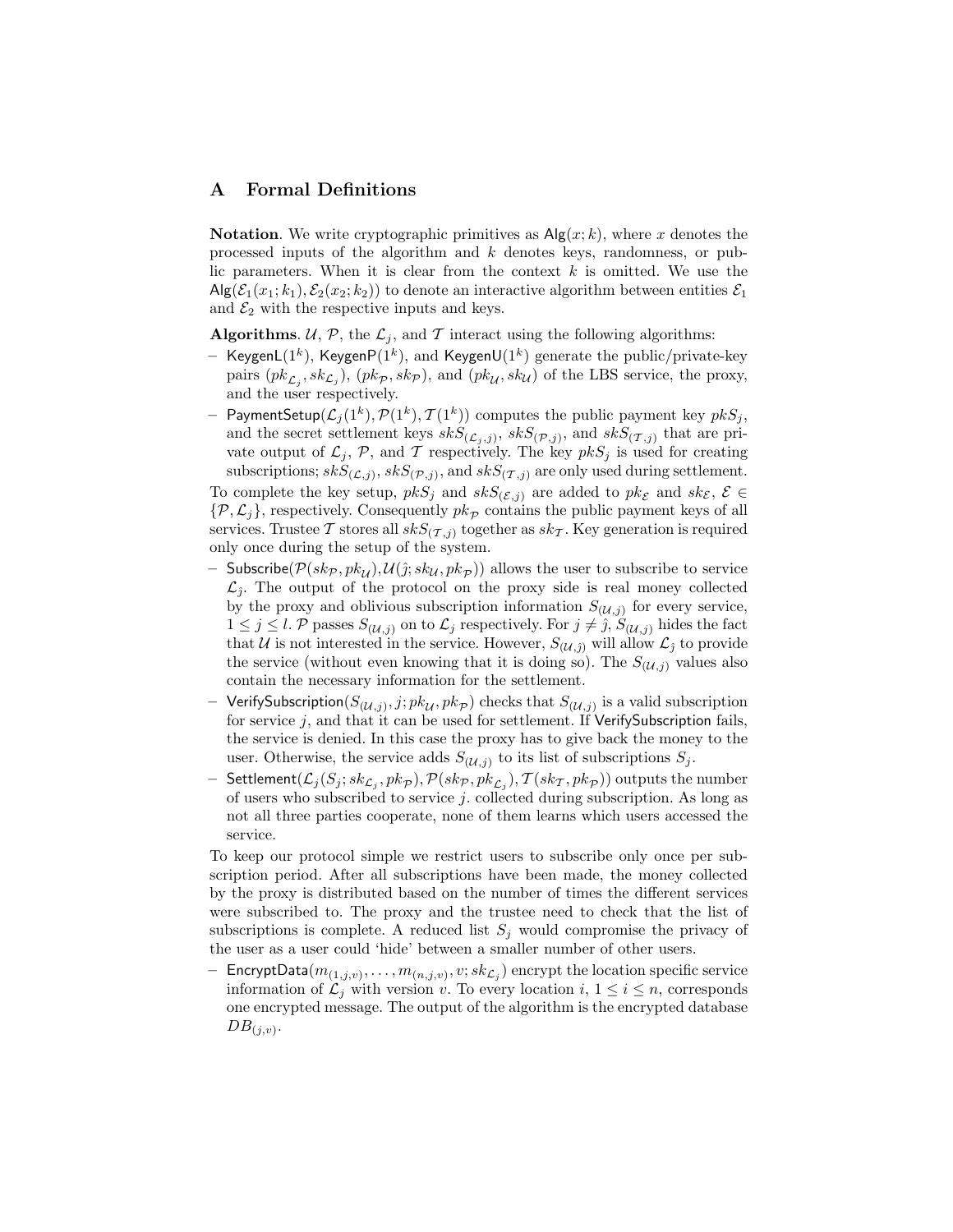## A Formal Definitions

**Notation**. We write cryptographic primitives as $\mathsf{Alg}(x; k)$, where $x$ denotes the processed inputs of the algorithm and $k$ denotes keys, randomness, or public parameters. When it is clear from the context $k$ is omitted. We use the $\mathsf{Alg}(\mathcal{E}_1(x_1; k_1), \mathcal{E}_2(x_2; k_2))$ to denote an interactive algorithm between entities $\mathcal{E}_1$ and $\mathcal{E}_2$ with the respective inputs and keys.

**Algorithms**. $\mathcal{U}$, $\mathcal{P}$, the $\mathcal{L}_j$, and $\mathcal{T}$ interact using the following algorithms:

- $\mathsf{KeygenL}(1^k)$, $\mathsf{KeygenP}(1^k)$, and $\mathsf{KeygenU}(1^k)$ generate the public/private-key pairs $(pk_{\mathcal{L}_j}, sk_{\mathcal{L}_j})$, $(pk_{\mathcal{P}}, sk_{\mathcal{P}})$, and $(pk_{\mathcal{U}}, sk_{\mathcal{U}})$ of the LBS service, the proxy, and the user respectively.
- $\mathsf{PaymentSetup}(\mathcal{L}_j(1^k), \mathcal{P}(1^k), \mathcal{T}(1^k))$ computes the public payment key $pkS_j$, and the secret settlement keys $skS_{(\mathcal{L}_j,j)}$, $skS_{(\mathcal{P},j)}$, and $skS_{(\mathcal{T},j)}$ that are private output of $\mathcal{L}_j$, $\mathcal{P}$, and $\mathcal{T}$ respectively. The key $pkS_j$ is used for creating subscriptions; $skS_{(\mathcal{L},j)}$, $skS_{(\mathcal{P},j)}$, and $skS_{(\mathcal{T},j)}$ are only used during settlement.

To complete the key setup, $pkS_j$ and $skS_{(\mathcal{E},j)}$ are added to $pk_{\mathcal{E}}$ and $sk_{\mathcal{E}}$, $\mathcal{E} \in \{\mathcal{P}, \mathcal{L}_j\}$, respectively. Consequently $pk_{\mathcal{P}}$ contains the public payment keys of all services. Trustee $\mathcal{T}$ stores all $skS_{(\mathcal{T},j)}$ together as $sk_{\mathcal{T}}$. Key generation is required only once during the setup of the system.

- $\mathsf{Subscribe}(\mathcal{P}(sk_{\mathcal{P}}, pk_{\mathcal{U}}), \mathcal{U}(\hat{\jmath}; sk_{\mathcal{U}}, pk_{\mathcal{P}}))$ allows the user to subscribe to service $\mathcal{L}_{\hat{\jmath}}$. The output of the protocol on the proxy side is real money collected by the proxy and oblivious subscription information $S_{(\mathcal{U},j)}$ for every service, $1 \leq j \leq l$. $\mathcal{P}$ passes $S_{(\mathcal{U},j)}$ on to $\mathcal{L}_j$ respectively. For $j \neq \hat{\jmath}$, $S_{(\mathcal{U},j)}$ hides the fact that $\mathcal{U}$ is not interested in the service. However, $S_{(\mathcal{U},\hat{\jmath})}$ will allow $\mathcal{L}_{\hat{\jmath}}$ to provide the service (without even knowing that it is doing so). The $S_{(\mathcal{U},j)}$ values also contain the necessary information for the settlement.
- $\mathsf{VerifySubscription}(S_{(\mathcal{U},j)}, j; pk_{\mathcal{U}}, pk_{\mathcal{P}})$ checks that $S_{(\mathcal{U},j)}$ is a valid subscription for service $j$, and that it can be used for settlement. If $\mathsf{VerifySubscription}$ fails, the service is denied. In this case the proxy has to give back the money to the user. Otherwise, the service adds $S_{(\mathcal{U},j)}$ to its list of subscriptions $S_j$.
- $\mathsf{Settlement}(\mathcal{L}_j(S_j; sk_{\mathcal{L}_j}, pk_{\mathcal{P}}), \mathcal{P}(sk_{\mathcal{P}}, pk_{\mathcal{L}_j}), \mathcal{T}(sk_{\mathcal{T}}, pk_{\mathcal{P}}))$ outputs the number of users who subscribed to service $j$. collected during subscription. As long as not all three parties cooperate, none of them learns which users accessed the service.

To keep our protocol simple we restrict users to subscribe only once per subscription period. After all subscriptions have been made, the money collected by the proxy is distributed based on the number of times the different services were subscribed to. The proxy and the trustee need to check that the list of subscriptions is complete. A reduced list $S_j$ would compromise the privacy of the user as a user could 'hide' between a smaller number of other users.

- $\mathsf{EncryptData}(m_{(1,j,v)}, \ldots, m_{(n,j,v)}, v; sk_{\mathcal{L}_j})$ encrypt the location specific service information of $\mathcal{L}_j$ with version $v$. To every location $i$, $1 \leq i \leq n$, corresponds one encrypted message. The output of the algorithm is the encrypted database $DB_{(j,v)}$.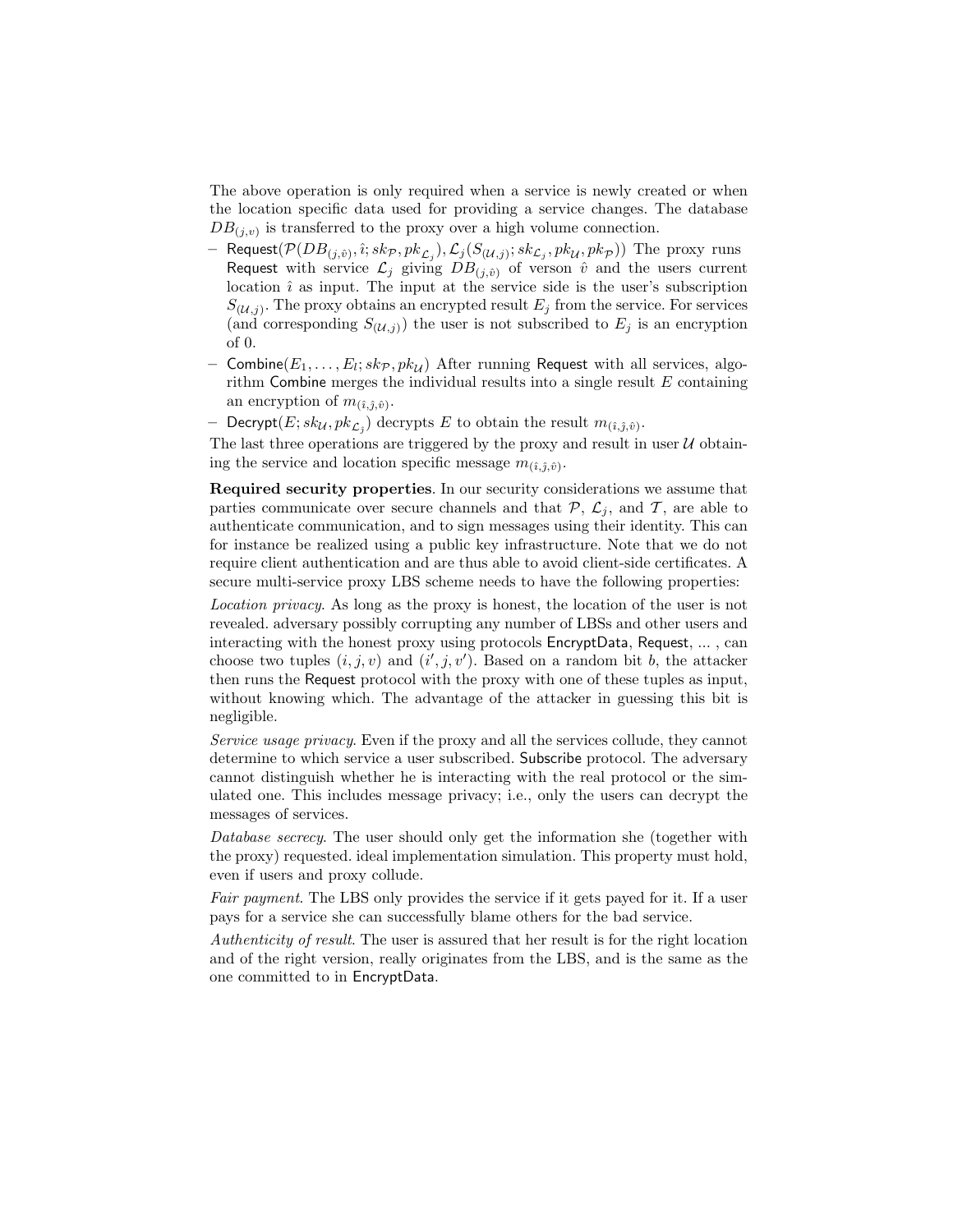The above operation is only required when a service is newly created or when the location specific data used for providing a service changes. The database $DB_{(j,v)}$ is transferred to the proxy over a high volume connection.

- Request($\mathcal{P}(DB_{(j,\hat{v})}, \hat{\imath}; sk_{\mathcal{P}}, pk_{\mathcal{L}_j}), \mathcal{L}_j(S_{(\mathcal{U},j)}; sk_{\mathcal{L}_j}, pk_{\mathcal{U}}, pk_{\mathcal{P}})$) The proxy runs Request with service $\mathcal{L}_j$ giving $DB_{(j,\hat{v})}$ of verson $\hat{v}$ and the users current location $\hat{\imath}$ as input. The input at the service side is the user's subscription $S_{(\mathcal{U},j)}$. The proxy obtains an encrypted result $E_j$ from the service. For services (and corresponding $S_{(\mathcal{U},j)}$) the user is not subscribed to $E_j$ is an encryption of 0.
- Combine($E_1, \ldots, E_l; sk_{\mathcal{P}}, pk_{\mathcal{U}}$) After running Request with all services, algorithm Combine merges the individual results into a single result $E$ containing an encryption of $m_{(\hat{\imath},\hat{\jmath},\hat{v})}$.
- Decrypt($E; sk_{\mathcal{U}}, pk_{\mathcal{L}_j}$) decrypts $E$ to obtain the result $m_{(\hat{\imath},\hat{\jmath},\hat{v})}$.

The last three operations are triggered by the proxy and result in user $\mathcal{U}$ obtaining the service and location specific message $m_{(\hat{\imath},\hat{\jmath},\hat{v})}$.

**Required security properties**. In our security considerations we assume that parties communicate over secure channels and that $\mathcal{P}$, $\mathcal{L}_j$, and $\mathcal{T}$, are able to authenticate communication, and to sign messages using their identity. This can for instance be realized using a public key infrastructure. Note that we do not require client authentication and are thus able to avoid client-side certificates. A secure multi-service proxy LBS scheme needs to have the following properties:

*Location privacy*. As long as the proxy is honest, the location of the user is not revealed. adversary possibly corrupting any number of LBSs and other users and interacting with the honest proxy using protocols EncryptData, Request, ... , can choose two tuples $(i, j, v)$ and $(i', j, v')$. Based on a random bit $b$, the attacker then runs the Request protocol with the proxy with one of these tuples as input, without knowing which. The advantage of the attacker in guessing this bit is negligible.

*Service usage privacy*. Even if the proxy and all the services collude, they cannot determine to which service a user subscribed. Subscribe protocol. The adversary cannot distinguish whether he is interacting with the real protocol or the simulated one. This includes message privacy; i.e., only the users can decrypt the messages of services.

*Database secrecy*. The user should only get the information she (together with the proxy) requested. ideal implementation simulation. This property must hold, even if users and proxy collude.

*Fair payment*. The LBS only provides the service if it gets payed for it. If a user pays for a service she can successfully blame others for the bad service.

*Authenticity of result*. The user is assured that her result is for the right location and of the right version, really originates from the LBS, and is the same as the one committed to in EncryptData.